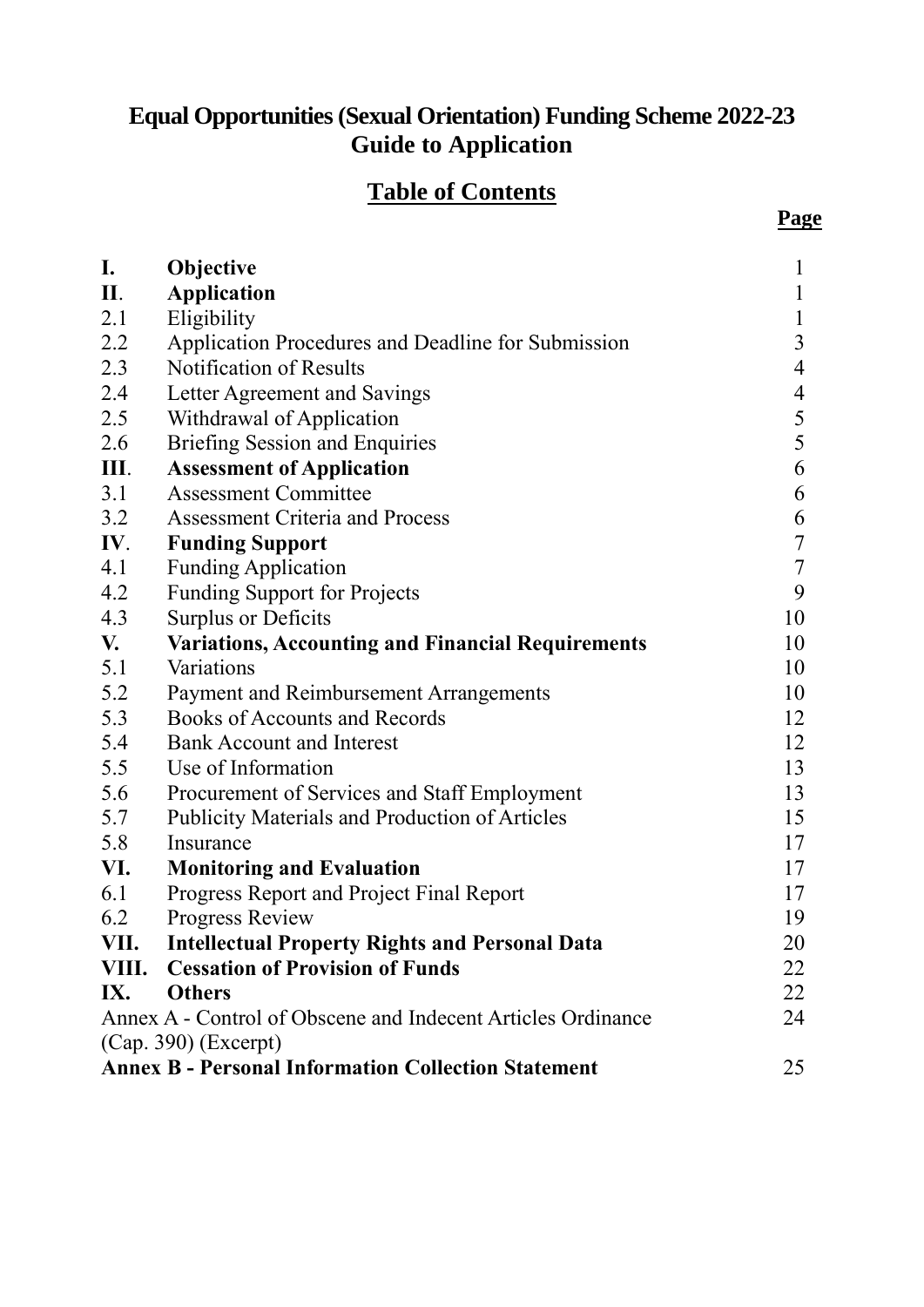# Equal Opportunities (Sexual Orientation) Funding Scheme 2022-23
# Guide to Application

## Table of Contents

| | | **Page** |
|---|---|---|
| **I.** | **Objective** | 1 |
| **II.** | **Application** | 1 |
| 2.1 | Eligibility | 1 |
| 2.2 | Application Procedures and Deadline for Submission | 3 |
| 2.3 | Notification of Results | 4 |
| 2.4 | Letter Agreement and Savings | 4 |
| 2.5 | Withdrawal of Application | 5 |
| 2.6 | Briefing Session and Enquiries | 5 |
| **III.** | **Assessment of Application** | 6 |
| 3.1 | Assessment Committee | 6 |
| 3.2 | Assessment Criteria and Process | 6 |
| **IV.** | **Funding Support** | 7 |
| 4.1 | Funding Application | 7 |
| 4.2 | Funding Support for Projects | 9 |
| 4.3 | Surplus or Deficits | 10 |
| **V.** | **Variations, Accounting and Financial Requirements** | 10 |
| 5.1 | Variations | 10 |
| 5.2 | Payment and Reimbursement Arrangements | 10 |
| 5.3 | Books of Accounts and Records | 12 |
| 5.4 | Bank Account and Interest | 12 |
| 5.5 | Use of Information | 13 |
| 5.6 | Procurement of Services and Staff Employment | 13 |
| 5.7 | Publicity Materials and Production of Articles | 15 |
| 5.8 | Insurance | 17 |
| **VI.** | **Monitoring and Evaluation** | 17 |
| 6.1 | Progress Report and Project Final Report | 17 |
| 6.2 | Progress Review | 19 |
| **VII.** | **Intellectual Property Rights and Personal Data** | 20 |
| **VIII.** | **Cessation of Provision of Funds** | 22 |
| **IX.** | **Others** | 22 |
| Annex A - Control of Obscene and Indecent Articles Ordinance (Cap. 390) (Excerpt) | | 24 |
| **Annex B - Personal Information Collection Statement** | | 25 |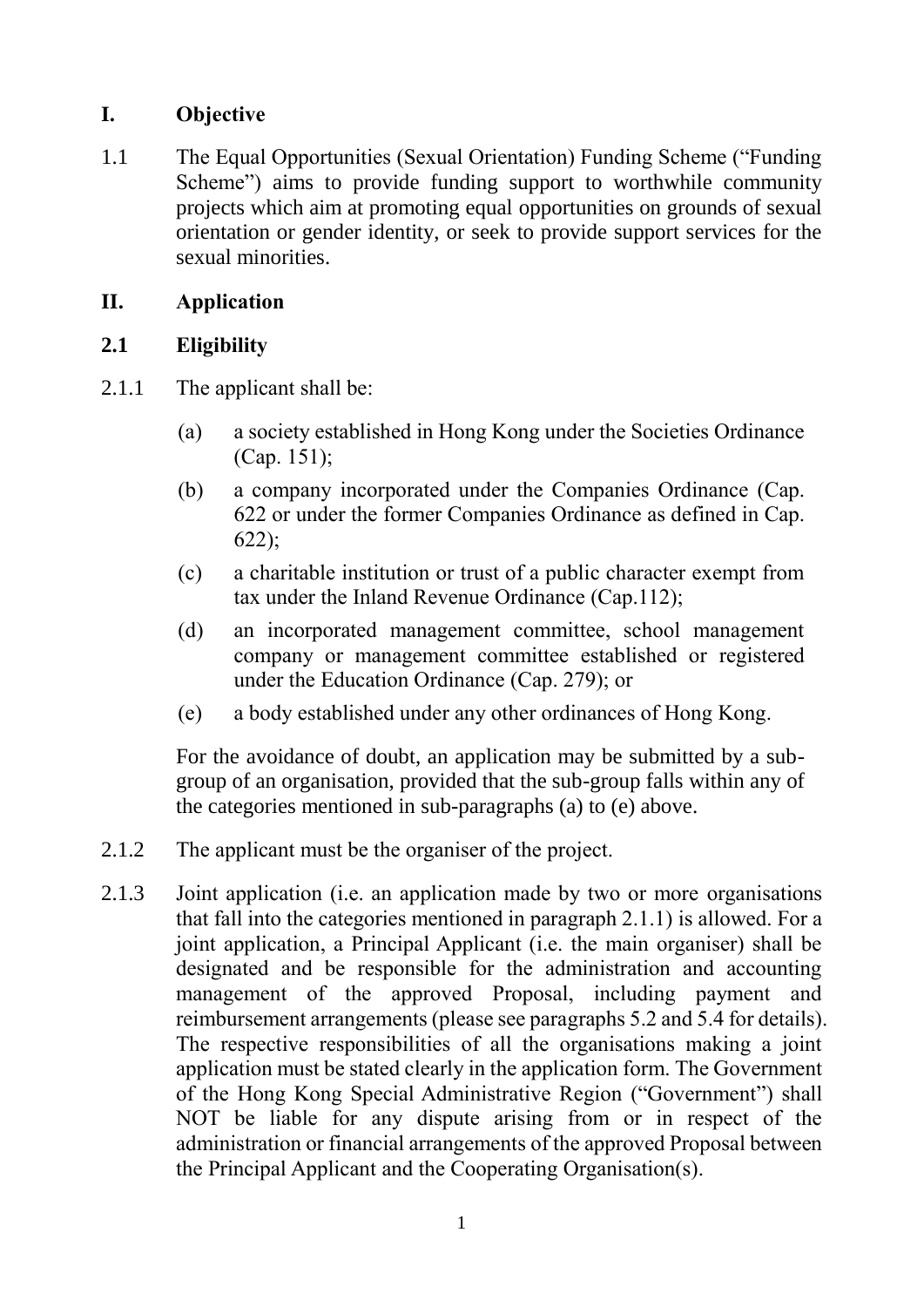## I. Objective

1.1 The Equal Opportunities (Sexual Orientation) Funding Scheme ("Funding Scheme") aims to provide funding support to worthwhile community projects which aim at promoting equal opportunities on grounds of sexual orientation or gender identity, or seek to provide support services for the sexual minorities.

## II. Application

### 2.1 Eligibility

2.1.1 The applicant shall be:

(a) a society established in Hong Kong under the Societies Ordinance (Cap. 151);

(b) a company incorporated under the Companies Ordinance (Cap. 622 or under the former Companies Ordinance as defined in Cap. 622);

(c) a charitable institution or trust of a public character exempt from tax under the Inland Revenue Ordinance (Cap.112);

(d) an incorporated management committee, school management company or management committee established or registered under the Education Ordinance (Cap. 279); or

(e) a body established under any other ordinances of Hong Kong.

For the avoidance of doubt, an application may be submitted by a sub-group of an organisation, provided that the sub-group falls within any of the categories mentioned in sub-paragraphs (a) to (e) above.

2.1.2 The applicant must be the organiser of the project.

2.1.3 Joint application (i.e. an application made by two or more organisations that fall into the categories mentioned in paragraph 2.1.1) is allowed. For a joint application, a Principal Applicant (i.e. the main organiser) shall be designated and be responsible for the administration and accounting management of the approved Proposal, including payment and reimbursement arrangements (please see paragraphs 5.2 and 5.4 for details). The respective responsibilities of all the organisations making a joint application must be stated clearly in the application form. The Government of the Hong Kong Special Administrative Region ("Government") shall NOT be liable for any dispute arising from or in respect of the administration or financial arrangements of the approved Proposal between the Principal Applicant and the Cooperating Organisation(s).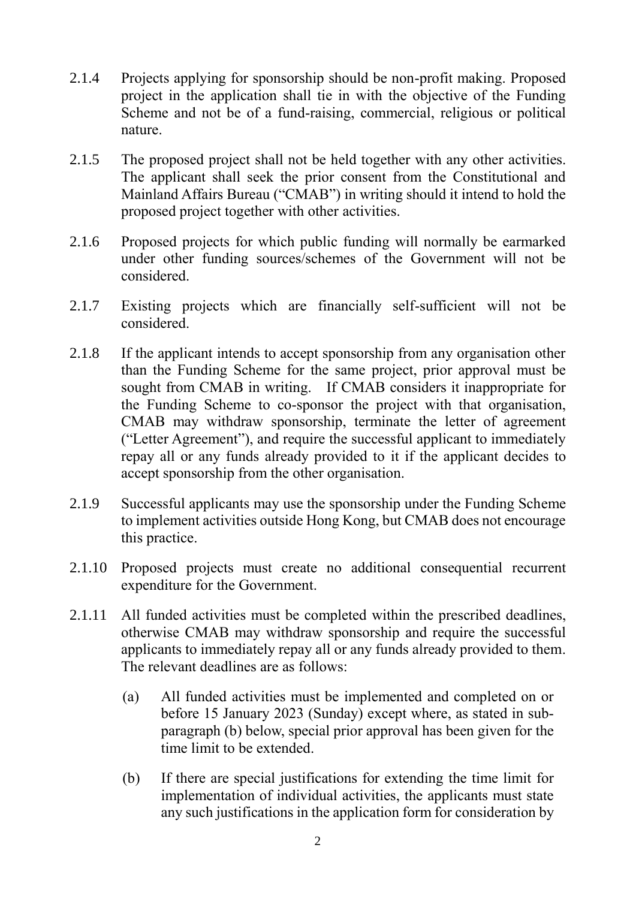2.1.4 Projects applying for sponsorship should be non-profit making. Proposed project in the application shall tie in with the objective of the Funding Scheme and not be of a fund-raising, commercial, religious or political nature.

2.1.5 The proposed project shall not be held together with any other activities. The applicant shall seek the prior consent from the Constitutional and Mainland Affairs Bureau ("CMAB") in writing should it intend to hold the proposed project together with other activities.

2.1.6 Proposed projects for which public funding will normally be earmarked under other funding sources/schemes of the Government will not be considered.

2.1.7 Existing projects which are financially self-sufficient will not be considered.

2.1.8 If the applicant intends to accept sponsorship from any organisation other than the Funding Scheme for the same project, prior approval must be sought from CMAB in writing. If CMAB considers it inappropriate for the Funding Scheme to co-sponsor the project with that organisation, CMAB may withdraw sponsorship, terminate the letter of agreement ("Letter Agreement"), and require the successful applicant to immediately repay all or any funds already provided to it if the applicant decides to accept sponsorship from the other organisation.

2.1.9 Successful applicants may use the sponsorship under the Funding Scheme to implement activities outside Hong Kong, but CMAB does not encourage this practice.

2.1.10 Proposed projects must create no additional consequential recurrent expenditure for the Government.

2.1.11 All funded activities must be completed within the prescribed deadlines, otherwise CMAB may withdraw sponsorship and require the successful applicants to immediately repay all or any funds already provided to them. The relevant deadlines are as follows:

(a) All funded activities must be implemented and completed on or before 15 January 2023 (Sunday) except where, as stated in sub-paragraph (b) below, special prior approval has been given for the time limit to be extended.

(b) If there are special justifications for extending the time limit for implementation of individual activities, the applicants must state any such justifications in the application form for consideration by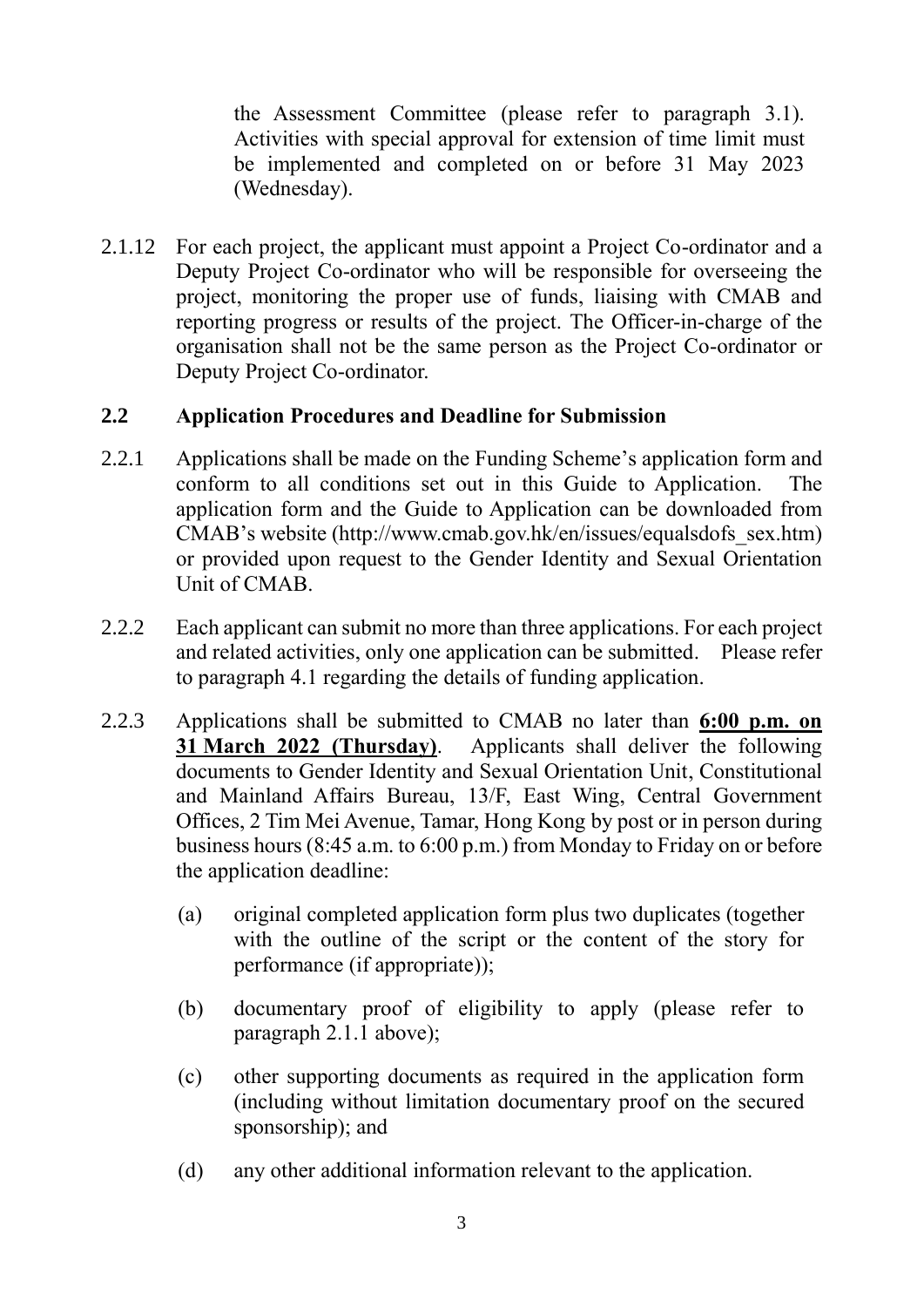the Assessment Committee (please refer to paragraph 3.1). Activities with special approval for extension of time limit must be implemented and completed on or before 31 May 2023 (Wednesday).

2.1.12 For each project, the applicant must appoint a Project Co-ordinator and a Deputy Project Co-ordinator who will be responsible for overseeing the project, monitoring the proper use of funds, liaising with CMAB and reporting progress or results of the project. The Officer-in-charge of the organisation shall not be the same person as the Project Co-ordinator or Deputy Project Co-ordinator.

## 2.2 Application Procedures and Deadline for Submission

2.2.1 Applications shall be made on the Funding Scheme's application form and conform to all conditions set out in this Guide to Application. The application form and the Guide to Application can be downloaded from CMAB's website (http://www.cmab.gov.hk/en/issues/equalsdofs_sex.htm) or provided upon request to the Gender Identity and Sexual Orientation Unit of CMAB.

2.2.2 Each applicant can submit no more than three applications. For each project and related activities, only one application can be submitted. Please refer to paragraph 4.1 regarding the details of funding application.

2.2.3 Applications shall be submitted to CMAB no later than **6:00 p.m. on 31 March 2022 (Thursday)**. Applicants shall deliver the following documents to Gender Identity and Sexual Orientation Unit, Constitutional and Mainland Affairs Bureau, 13/F, East Wing, Central Government Offices, 2 Tim Mei Avenue, Tamar, Hong Kong by post or in person during business hours (8:45 a.m. to 6:00 p.m.) from Monday to Friday on or before the application deadline:

(a) original completed application form plus two duplicates (together with the outline of the script or the content of the story for performance (if appropriate));

(b) documentary proof of eligibility to apply (please refer to paragraph 2.1.1 above);

(c) other supporting documents as required in the application form (including without limitation documentary proof on the secured sponsorship); and

(d) any other additional information relevant to the application.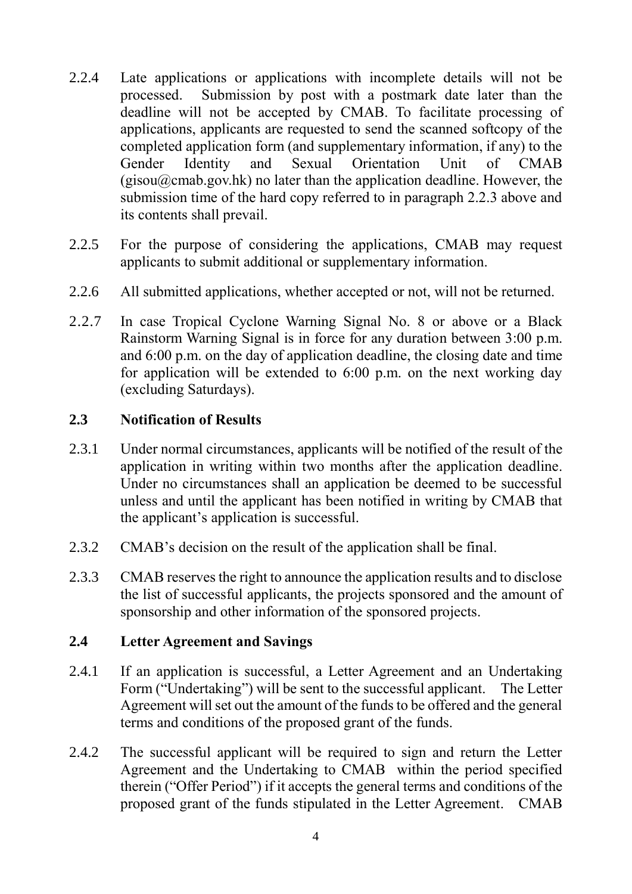2.2.4 Late applications or applications with incomplete details will not be processed. Submission by post with a postmark date later than the deadline will not be accepted by CMAB. To facilitate processing of applications, applicants are requested to send the scanned softcopy of the completed application form (and supplementary information, if any) to the Gender Identity and Sexual Orientation Unit of CMAB (gisou@cmab.gov.hk) no later than the application deadline. However, the submission time of the hard copy referred to in paragraph 2.2.3 above and its contents shall prevail.

2.2.5 For the purpose of considering the applications, CMAB may request applicants to submit additional or supplementary information.

2.2.6 All submitted applications, whether accepted or not, will not be returned.

2.2.7 In case Tropical Cyclone Warning Signal No. 8 or above or a Black Rainstorm Warning Signal is in force for any duration between 3:00 p.m. and 6:00 p.m. on the day of application deadline, the closing date and time for application will be extended to 6:00 p.m. on the next working day (excluding Saturdays).

### 2.3 Notification of Results

2.3.1 Under normal circumstances, applicants will be notified of the result of the application in writing within two months after the application deadline. Under no circumstances shall an application be deemed to be successful unless and until the applicant has been notified in writing by CMAB that the applicant's application is successful.

2.3.2 CMAB's decision on the result of the application shall be final.

2.3.3 CMAB reserves the right to announce the application results and to disclose the list of successful applicants, the projects sponsored and the amount of sponsorship and other information of the sponsored projects.

### 2.4 Letter Agreement and Savings

2.4.1 If an application is successful, a Letter Agreement and an Undertaking Form ("Undertaking") will be sent to the successful applicant. The Letter Agreement will set out the amount of the funds to be offered and the general terms and conditions of the proposed grant of the funds.

2.4.2 The successful applicant will be required to sign and return the Letter Agreement and the Undertaking to CMAB within the period specified therein ("Offer Period") if it accepts the general terms and conditions of the proposed grant of the funds stipulated in the Letter Agreement. CMAB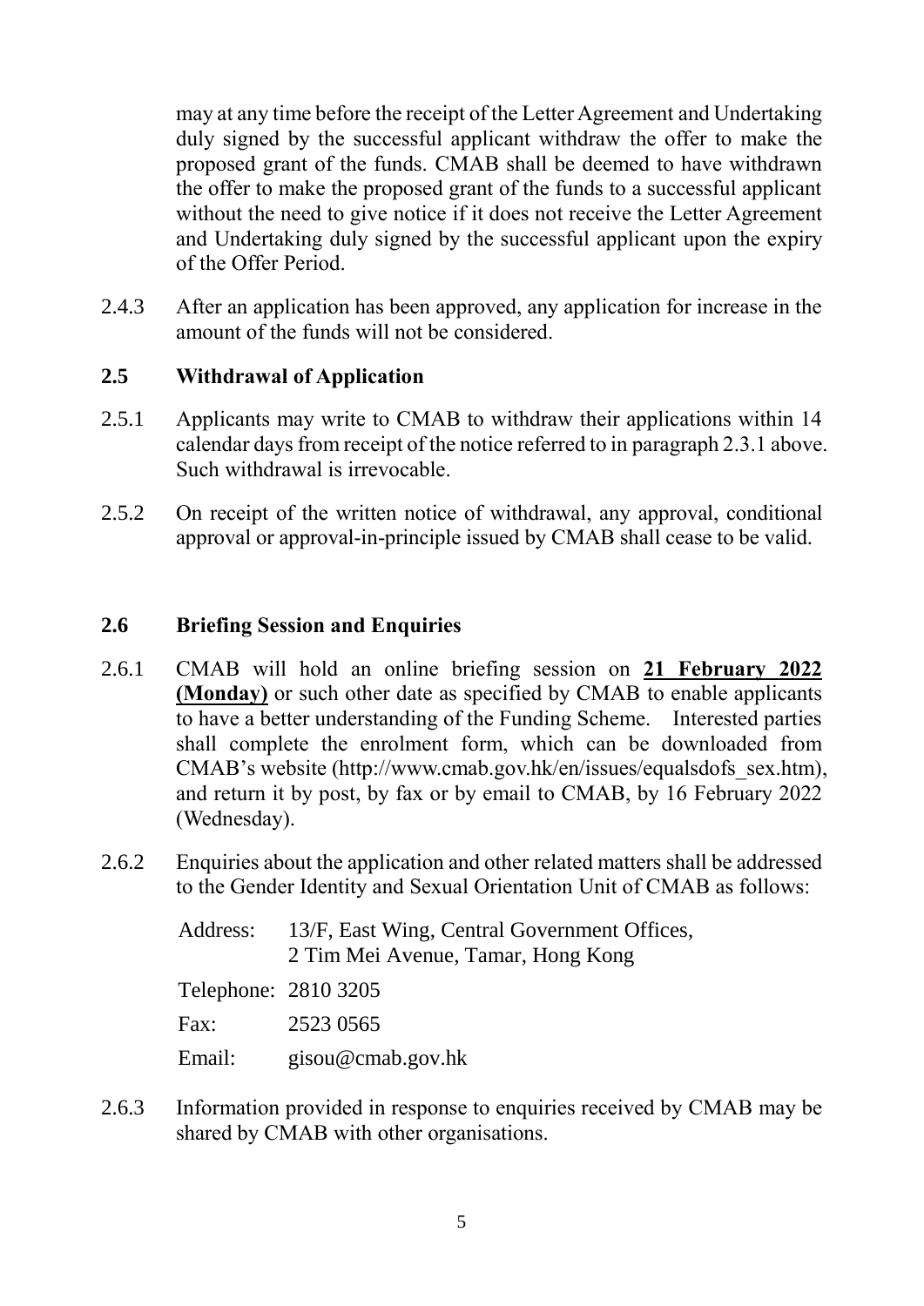may at any time before the receipt of the Letter Agreement and Undertaking duly signed by the successful applicant withdraw the offer to make the proposed grant of the funds. CMAB shall be deemed to have withdrawn the offer to make the proposed grant of the funds to a successful applicant without the need to give notice if it does not receive the Letter Agreement and Undertaking duly signed by the successful applicant upon the expiry of the Offer Period.

2.4.3 After an application has been approved, any application for increase in the amount of the funds will not be considered.

### 2.5 Withdrawal of Application

2.5.1 Applicants may write to CMAB to withdraw their applications within 14 calendar days from receipt of the notice referred to in paragraph 2.3.1 above. Such withdrawal is irrevocable.

2.5.2 On receipt of the written notice of withdrawal, any approval, conditional approval or approval-in-principle issued by CMAB shall cease to be valid.

### 2.6 Briefing Session and Enquiries

2.6.1 CMAB will hold an online briefing session on **<u>21 February 2022 (Monday)</u>** or such other date as specified by CMAB to enable applicants to have a better understanding of the Funding Scheme. Interested parties shall complete the enrolment form, which can be downloaded from CMAB's website (http://www.cmab.gov.hk/en/issues/equalsdofs_sex.htm), and return it by post, by fax or by email to CMAB, by 16 February 2022 (Wednesday).

2.6.2 Enquiries about the application and other related matters shall be addressed to the Gender Identity and Sexual Orientation Unit of CMAB as follows:

| | |
|---|---|
| Address: | 13/F, East Wing, Central Government Offices, 2 Tim Mei Avenue, Tamar, Hong Kong |
| Telephone: | 2810 3205 |
| Fax: | 2523 0565 |
| Email: | gisou@cmab.gov.hk |

2.6.3 Information provided in response to enquiries received by CMAB may be shared by CMAB with other organisations.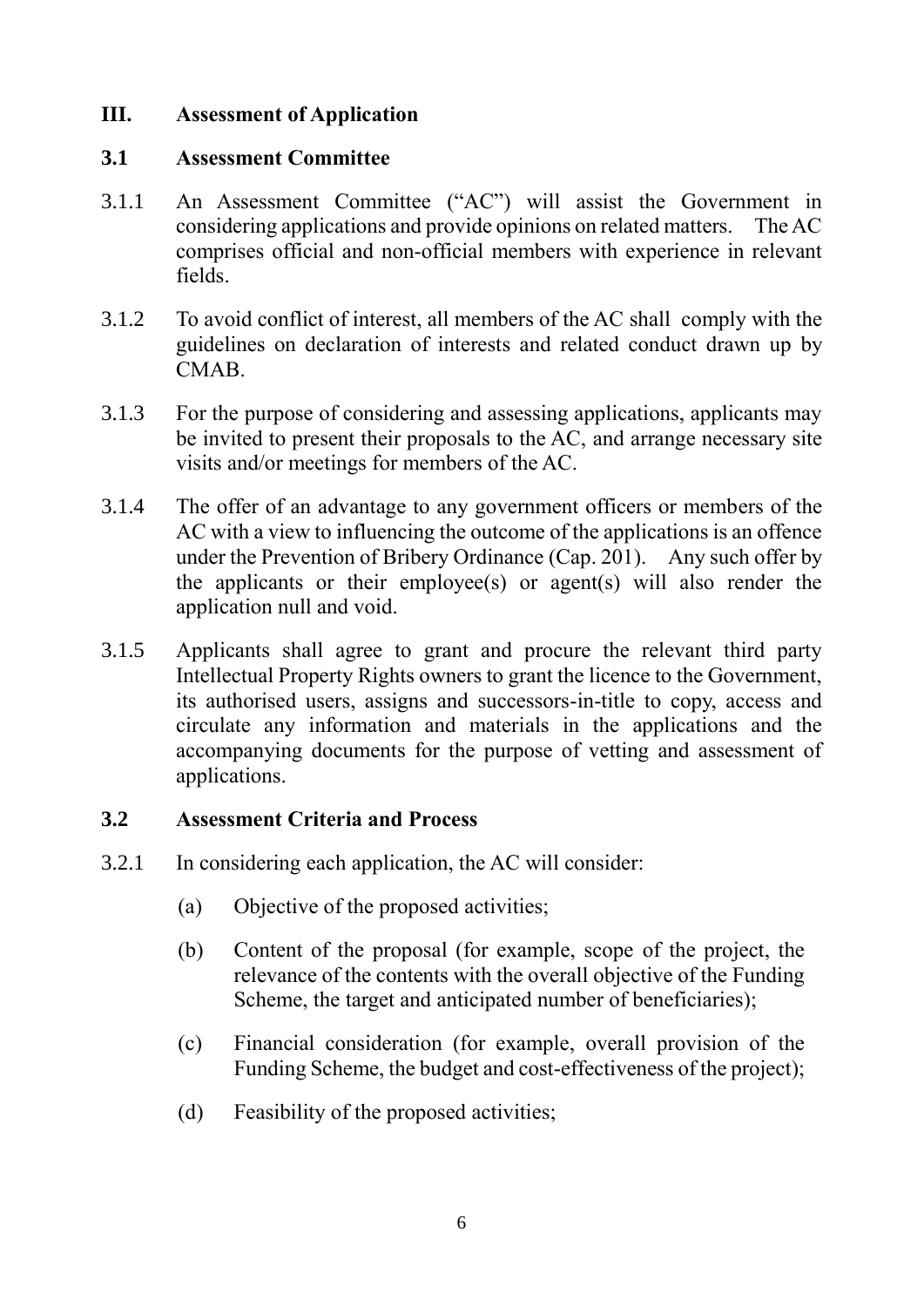## III. Assessment of Application

### 3.1 Assessment Committee

3.1.1 An Assessment Committee ("AC") will assist the Government in considering applications and provide opinions on related matters. The AC comprises official and non-official members with experience in relevant fields.

3.1.2 To avoid conflict of interest, all members of the AC shall comply with the guidelines on declaration of interests and related conduct drawn up by CMAB.

3.1.3 For the purpose of considering and assessing applications, applicants may be invited to present their proposals to the AC, and arrange necessary site visits and/or meetings for members of the AC.

3.1.4 The offer of an advantage to any government officers or members of the AC with a view to influencing the outcome of the applications is an offence under the Prevention of Bribery Ordinance (Cap. 201). Any such offer by the applicants or their employee(s) or agent(s) will also render the application null and void.

3.1.5 Applicants shall agree to grant and procure the relevant third party Intellectual Property Rights owners to grant the licence to the Government, its authorised users, assigns and successors-in-title to copy, access and circulate any information and materials in the applications and the accompanying documents for the purpose of vetting and assessment of applications.

### 3.2 Assessment Criteria and Process

3.2.1 In considering each application, the AC will consider:

(a) Objective of the proposed activities;

(b) Content of the proposal (for example, scope of the project, the relevance of the contents with the overall objective of the Funding Scheme, the target and anticipated number of beneficiaries);

(c) Financial consideration (for example, overall provision of the Funding Scheme, the budget and cost-effectiveness of the project);

(d) Feasibility of the proposed activities;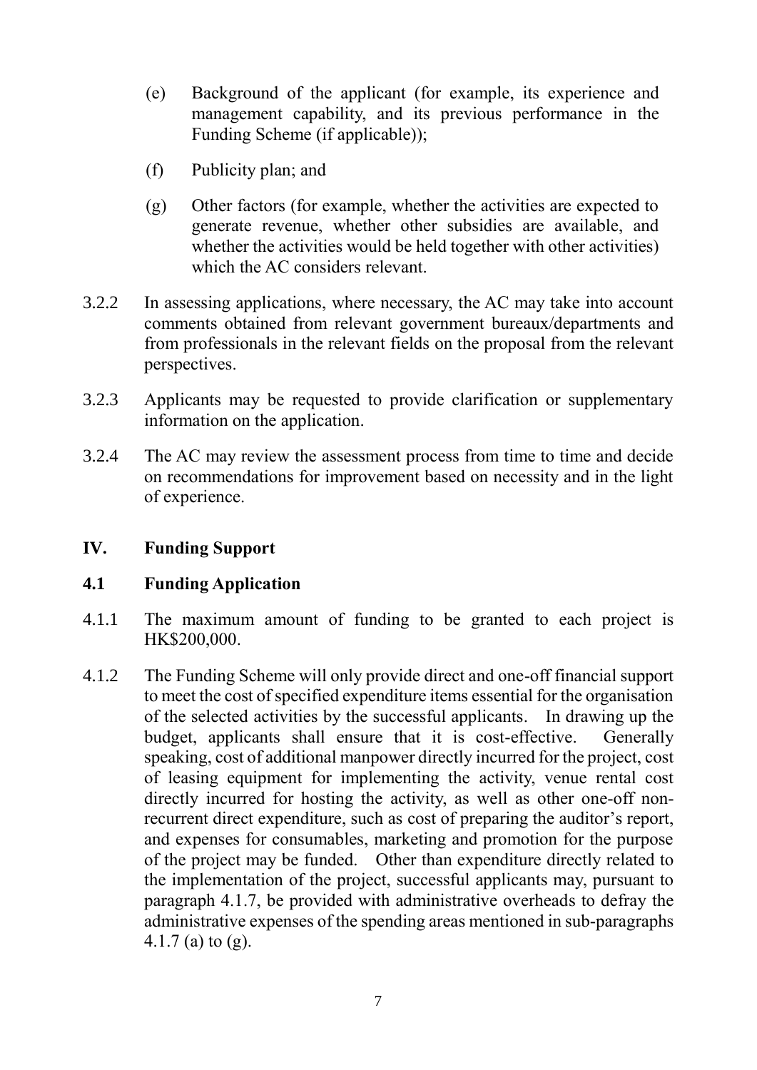(e) Background of the applicant (for example, its experience and management capability, and its previous performance in the Funding Scheme (if applicable));

(f) Publicity plan; and

(g) Other factors (for example, whether the activities are expected to generate revenue, whether other subsidies are available, and whether the activities would be held together with other activities) which the AC considers relevant.

3.2.2 In assessing applications, where necessary, the AC may take into account comments obtained from relevant government bureaux/departments and from professionals in the relevant fields on the proposal from the relevant perspectives.

3.2.3 Applicants may be requested to provide clarification or supplementary information on the application.

3.2.4 The AC may review the assessment process from time to time and decide on recommendations for improvement based on necessity and in the light of experience.

## IV. Funding Support

### 4.1 Funding Application

4.1.1 The maximum amount of funding to be granted to each project is HK$200,000.

4.1.2 The Funding Scheme will only provide direct and one-off financial support to meet the cost of specified expenditure items essential for the organisation of the selected activities by the successful applicants. In drawing up the budget, applicants shall ensure that it is cost-effective. Generally speaking, cost of additional manpower directly incurred for the project, cost of leasing equipment for implementing the activity, venue rental cost directly incurred for hosting the activity, as well as other one-off non-recurrent direct expenditure, such as cost of preparing the auditor's report, and expenses for consumables, marketing and promotion for the purpose of the project may be funded. Other than expenditure directly related to the implementation of the project, successful applicants may, pursuant to paragraph 4.1.7, be provided with administrative overheads to defray the administrative expenses of the spending areas mentioned in sub-paragraphs 4.1.7 (a) to (g).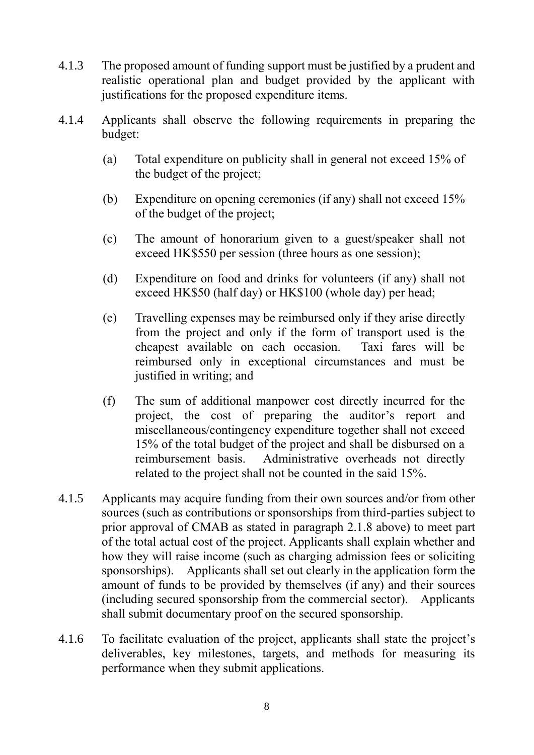4.1.3 The proposed amount of funding support must be justified by a prudent and realistic operational plan and budget provided by the applicant with justifications for the proposed expenditure items.

4.1.4 Applicants shall observe the following requirements in preparing the budget:

(a) Total expenditure on publicity shall in general not exceed 15% of the budget of the project;

(b) Expenditure on opening ceremonies (if any) shall not exceed 15% of the budget of the project;

(c) The amount of honorarium given to a guest/speaker shall not exceed HK$550 per session (three hours as one session);

(d) Expenditure on food and drinks for volunteers (if any) shall not exceed HK$50 (half day) or HK$100 (whole day) per head;

(e) Travelling expenses may be reimbursed only if they arise directly from the project and only if the form of transport used is the cheapest available on each occasion. Taxi fares will be reimbursed only in exceptional circumstances and must be justified in writing; and

(f) The sum of additional manpower cost directly incurred for the project, the cost of preparing the auditor's report and miscellaneous/contingency expenditure together shall not exceed 15% of the total budget of the project and shall be disbursed on a reimbursement basis. Administrative overheads not directly related to the project shall not be counted in the said 15%.

4.1.5 Applicants may acquire funding from their own sources and/or from other sources (such as contributions or sponsorships from third-parties subject to prior approval of CMAB as stated in paragraph 2.1.8 above) to meet part of the total actual cost of the project. Applicants shall explain whether and how they will raise income (such as charging admission fees or soliciting sponsorships). Applicants shall set out clearly in the application form the amount of funds to be provided by themselves (if any) and their sources (including secured sponsorship from the commercial sector). Applicants shall submit documentary proof on the secured sponsorship.

4.1.6 To facilitate evaluation of the project, applicants shall state the project's deliverables, key milestones, targets, and methods for measuring its performance when they submit applications.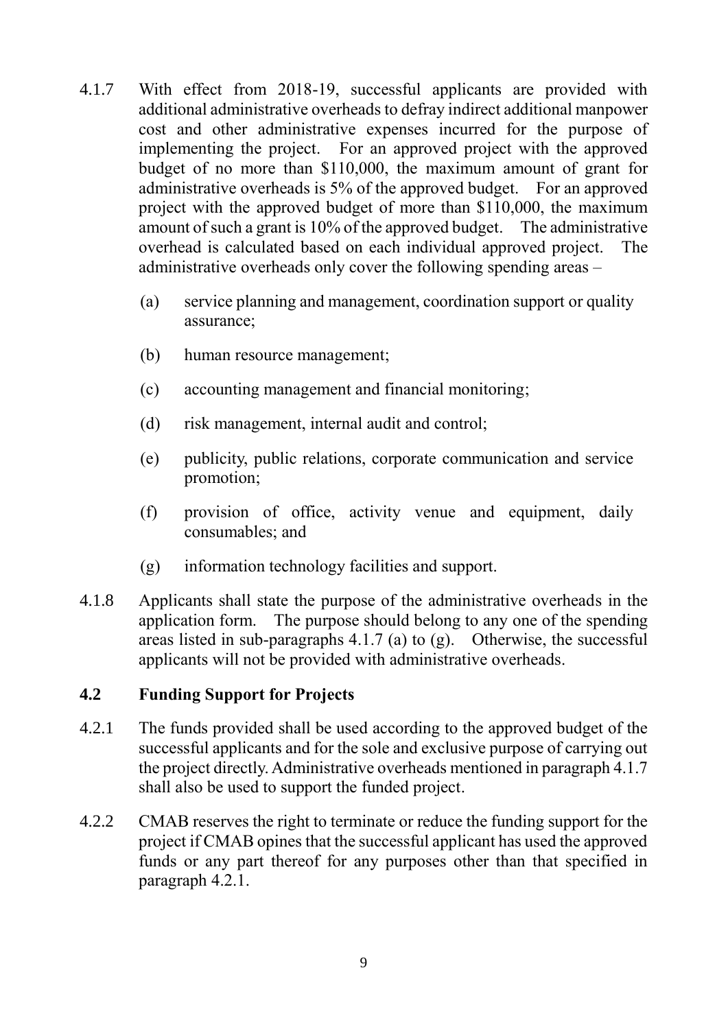4.1.7 With effect from 2018-19, successful applicants are provided with additional administrative overheads to defray indirect additional manpower cost and other administrative expenses incurred for the purpose of implementing the project. For an approved project with the approved budget of no more than $110,000, the maximum amount of grant for administrative overheads is 5% of the approved budget. For an approved project with the approved budget of more than $110,000, the maximum amount of such a grant is 10% of the approved budget. The administrative overhead is calculated based on each individual approved project. The administrative overheads only cover the following spending areas –

(a) service planning and management, coordination support or quality assurance;

(b) human resource management;

(c) accounting management and financial monitoring;

(d) risk management, internal audit and control;

(e) publicity, public relations, corporate communication and service promotion;

(f) provision of office, activity venue and equipment, daily consumables; and

(g) information technology facilities and support.

4.1.8 Applicants shall state the purpose of the administrative overheads in the application form. The purpose should belong to any one of the spending areas listed in sub-paragraphs 4.1.7 (a) to (g). Otherwise, the successful applicants will not be provided with administrative overheads.

### 4.2 Funding Support for Projects

4.2.1 The funds provided shall be used according to the approved budget of the successful applicants and for the sole and exclusive purpose of carrying out the project directly. Administrative overheads mentioned in paragraph 4.1.7 shall also be used to support the funded project.

4.2.2 CMAB reserves the right to terminate or reduce the funding support for the project if CMAB opines that the successful applicant has used the approved funds or any part thereof for any purposes other than that specified in paragraph 4.2.1.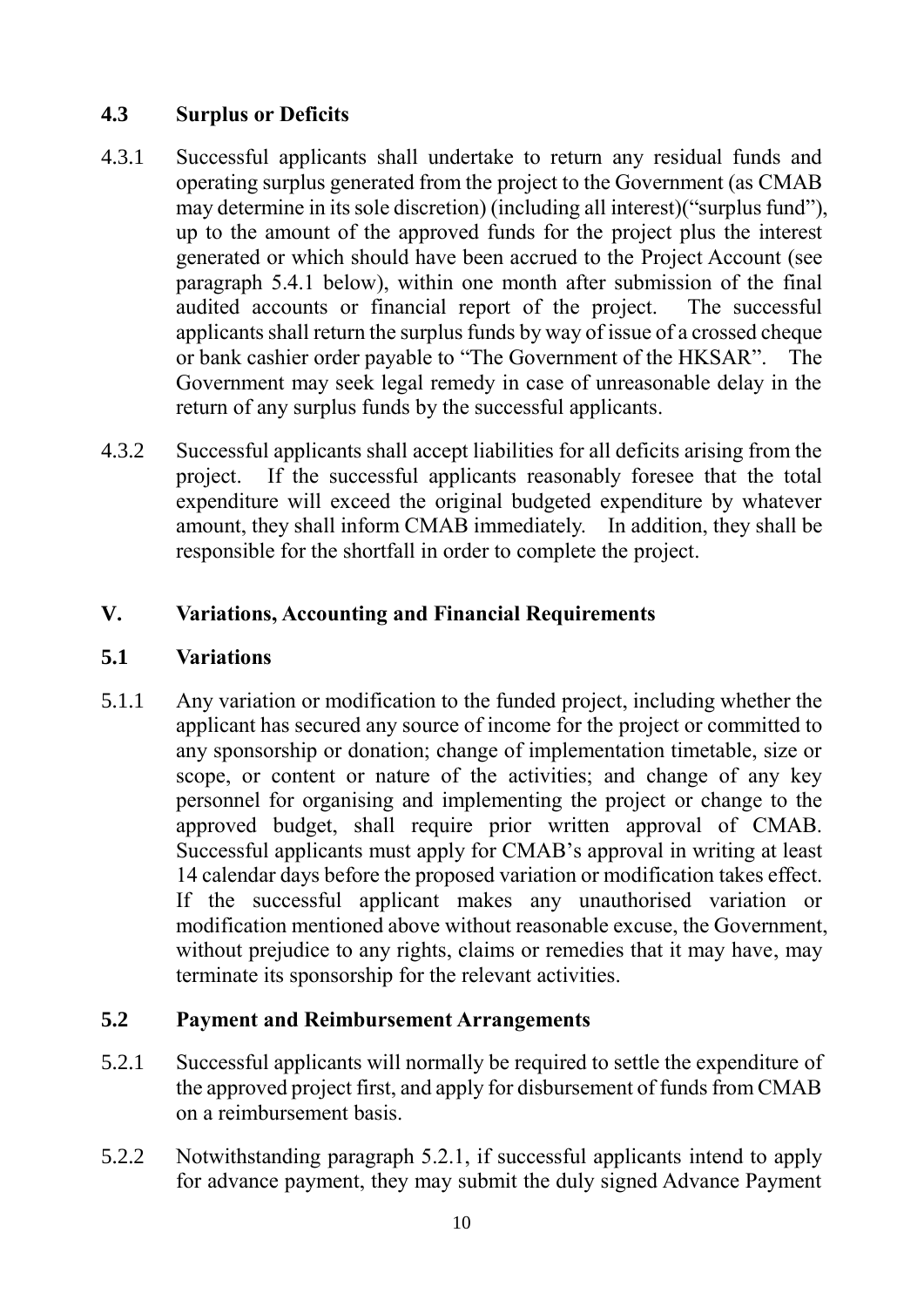### 4.3 Surplus or Deficits

4.3.1 Successful applicants shall undertake to return any residual funds and operating surplus generated from the project to the Government (as CMAB may determine in its sole discretion) (including all interest)("surplus fund"), up to the amount of the approved funds for the project plus the interest generated or which should have been accrued to the Project Account (see paragraph 5.4.1 below), within one month after submission of the final audited accounts or financial report of the project. The successful applicants shall return the surplus funds by way of issue of a crossed cheque or bank cashier order payable to "The Government of the HKSAR". The Government may seek legal remedy in case of unreasonable delay in the return of any surplus funds by the successful applicants.

4.3.2 Successful applicants shall accept liabilities for all deficits arising from the project. If the successful applicants reasonably foresee that the total expenditure will exceed the original budgeted expenditure by whatever amount, they shall inform CMAB immediately. In addition, they shall be responsible for the shortfall in order to complete the project.

## V. Variations, Accounting and Financial Requirements

### 5.1 Variations

5.1.1 Any variation or modification to the funded project, including whether the applicant has secured any source of income for the project or committed to any sponsorship or donation; change of implementation timetable, size or scope, or content or nature of the activities; and change of any key personnel for organising and implementing the project or change to the approved budget, shall require prior written approval of CMAB. Successful applicants must apply for CMAB's approval in writing at least 14 calendar days before the proposed variation or modification takes effect. If the successful applicant makes any unauthorised variation or modification mentioned above without reasonable excuse, the Government, without prejudice to any rights, claims or remedies that it may have, may terminate its sponsorship for the relevant activities.

### 5.2 Payment and Reimbursement Arrangements

5.2.1 Successful applicants will normally be required to settle the expenditure of the approved project first, and apply for disbursement of funds from CMAB on a reimbursement basis.

5.2.2 Notwithstanding paragraph 5.2.1, if successful applicants intend to apply for advance payment, they may submit the duly signed Advance Payment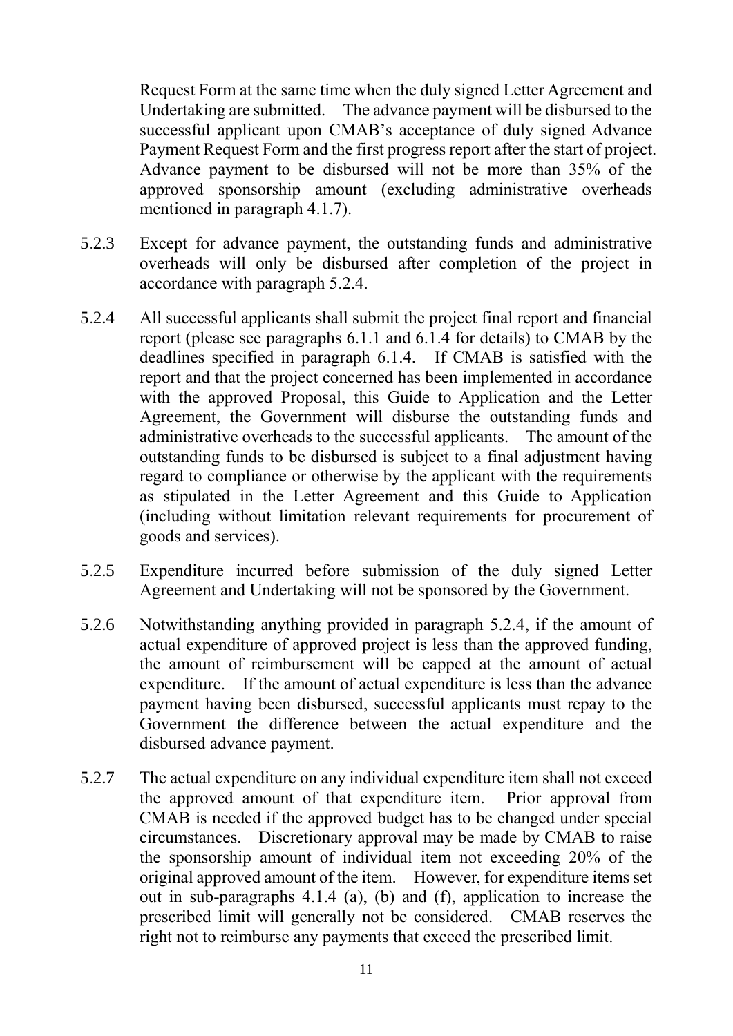Request Form at the same time when the duly signed Letter Agreement and Undertaking are submitted. The advance payment will be disbursed to the successful applicant upon CMAB's acceptance of duly signed Advance Payment Request Form and the first progress report after the start of project. Advance payment to be disbursed will not be more than 35% of the approved sponsorship amount (excluding administrative overheads mentioned in paragraph 4.1.7).

5.2.3 Except for advance payment, the outstanding funds and administrative overheads will only be disbursed after completion of the project in accordance with paragraph 5.2.4.

5.2.4 All successful applicants shall submit the project final report and financial report (please see paragraphs 6.1.1 and 6.1.4 for details) to CMAB by the deadlines specified in paragraph 6.1.4. If CMAB is satisfied with the report and that the project concerned has been implemented in accordance with the approved Proposal, this Guide to Application and the Letter Agreement, the Government will disburse the outstanding funds and administrative overheads to the successful applicants. The amount of the outstanding funds to be disbursed is subject to a final adjustment having regard to compliance or otherwise by the applicant with the requirements as stipulated in the Letter Agreement and this Guide to Application (including without limitation relevant requirements for procurement of goods and services).

5.2.5 Expenditure incurred before submission of the duly signed Letter Agreement and Undertaking will not be sponsored by the Government.

5.2.6 Notwithstanding anything provided in paragraph 5.2.4, if the amount of actual expenditure of approved project is less than the approved funding, the amount of reimbursement will be capped at the amount of actual expenditure. If the amount of actual expenditure is less than the advance payment having been disbursed, successful applicants must repay to the Government the difference between the actual expenditure and the disbursed advance payment.

5.2.7 The actual expenditure on any individual expenditure item shall not exceed the approved amount of that expenditure item. Prior approval from CMAB is needed if the approved budget has to be changed under special circumstances. Discretionary approval may be made by CMAB to raise the sponsorship amount of individual item not exceeding 20% of the original approved amount of the item. However, for expenditure items set out in sub-paragraphs 4.1.4 (a), (b) and (f), application to increase the prescribed limit will generally not be considered. CMAB reserves the right not to reimburse any payments that exceed the prescribed limit.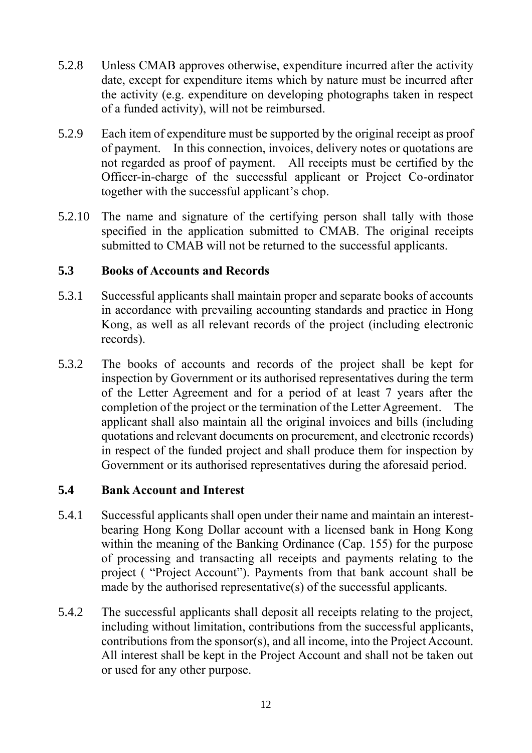5.2.8 Unless CMAB approves otherwise, expenditure incurred after the activity date, except for expenditure items which by nature must be incurred after the activity (e.g. expenditure on developing photographs taken in respect of a funded activity), will not be reimbursed.

5.2.9 Each item of expenditure must be supported by the original receipt as proof of payment. In this connection, invoices, delivery notes or quotations are not regarded as proof of payment. All receipts must be certified by the Officer-in-charge of the successful applicant or Project Co-ordinator together with the successful applicant's chop.

5.2.10 The name and signature of the certifying person shall tally with those specified in the application submitted to CMAB. The original receipts submitted to CMAB will not be returned to the successful applicants.

### 5.3 Books of Accounts and Records

5.3.1 Successful applicants shall maintain proper and separate books of accounts in accordance with prevailing accounting standards and practice in Hong Kong, as well as all relevant records of the project (including electronic records).

5.3.2 The books of accounts and records of the project shall be kept for inspection by Government or its authorised representatives during the term of the Letter Agreement and for a period of at least 7 years after the completion of the project or the termination of the Letter Agreement. The applicant shall also maintain all the original invoices and bills (including quotations and relevant documents on procurement, and electronic records) in respect of the funded project and shall produce them for inspection by Government or its authorised representatives during the aforesaid period.

### 5.4 Bank Account and Interest

5.4.1 Successful applicants shall open under their name and maintain an interest-bearing Hong Kong Dollar account with a licensed bank in Hong Kong within the meaning of the Banking Ordinance (Cap. 155) for the purpose of processing and transacting all receipts and payments relating to the project ( "Project Account"). Payments from that bank account shall be made by the authorised representative(s) of the successful applicants.

5.4.2 The successful applicants shall deposit all receipts relating to the project, including without limitation, contributions from the successful applicants, contributions from the sponsor(s), and all income, into the Project Account. All interest shall be kept in the Project Account and shall not be taken out or used for any other purpose.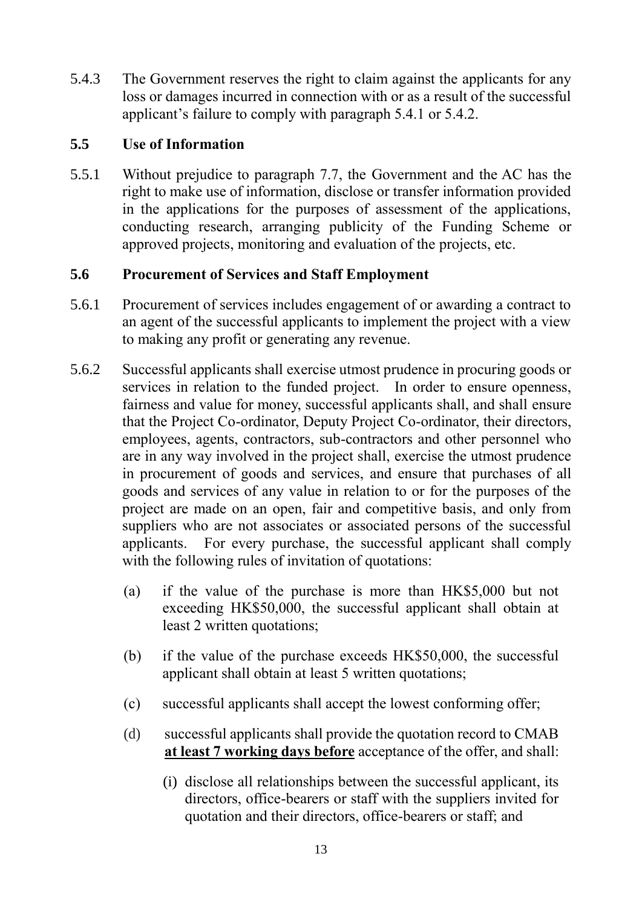5.4.3 The Government reserves the right to claim against the applicants for any loss or damages incurred in connection with or as a result of the successful applicant's failure to comply with paragraph 5.4.1 or 5.4.2.

### 5.5 Use of Information

5.5.1 Without prejudice to paragraph 7.7, the Government and the AC has the right to make use of information, disclose or transfer information provided in the applications for the purposes of assessment of the applications, conducting research, arranging publicity of the Funding Scheme or approved projects, monitoring and evaluation of the projects, etc.

### 5.6 Procurement of Services and Staff Employment

5.6.1 Procurement of services includes engagement of or awarding a contract to an agent of the successful applicants to implement the project with a view to making any profit or generating any revenue.

5.6.2 Successful applicants shall exercise utmost prudence in procuring goods or services in relation to the funded project. In order to ensure openness, fairness and value for money, successful applicants shall, and shall ensure that the Project Co-ordinator, Deputy Project Co-ordinator, their directors, employees, agents, contractors, sub-contractors and other personnel who are in any way involved in the project shall, exercise the utmost prudence in procurement of goods and services, and ensure that purchases of all goods and services of any value in relation to or for the purposes of the project are made on an open, fair and competitive basis, and only from suppliers who are not associates or associated persons of the successful applicants. For every purchase, the successful applicant shall comply with the following rules of invitation of quotations:

(a) if the value of the purchase is more than HK$5,000 but not exceeding HK$50,000, the successful applicant shall obtain at least 2 written quotations;

(b) if the value of the purchase exceeds HK$50,000, the successful applicant shall obtain at least 5 written quotations;

(c) successful applicants shall accept the lowest conforming offer;

(d) successful applicants shall provide the quotation record to CMAB **<u>at least 7 working days before</u>** acceptance of the offer, and shall:

   (i) disclose all relationships between the successful applicant, its directors, office-bearers or staff with the suppliers invited for quotation and their directors, office-bearers or staff; and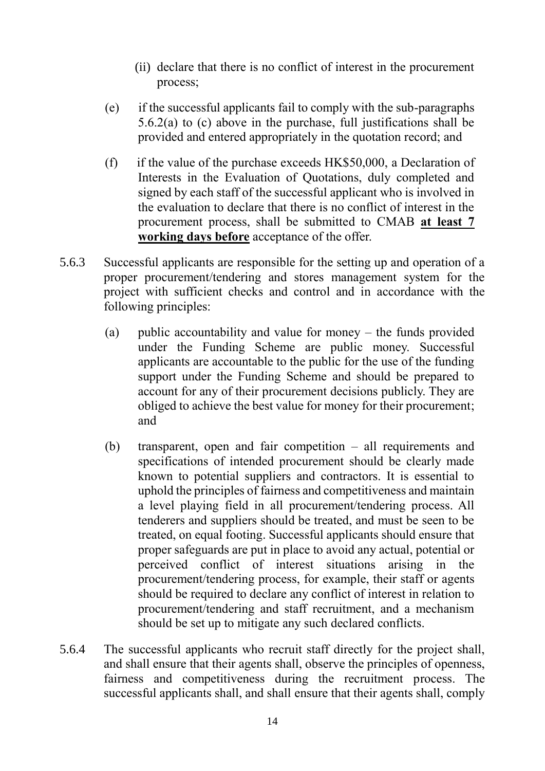(ii) declare that there is no conflict of interest in the procurement process;

(e) if the successful applicants fail to comply with the sub-paragraphs 5.6.2(a) to (c) above in the purchase, full justifications shall be provided and entered appropriately in the quotation record; and

(f) if the value of the purchase exceeds HK$50,000, a Declaration of Interests in the Evaluation of Quotations, duly completed and signed by each staff of the successful applicant who is involved in the evaluation to declare that there is no conflict of interest in the procurement process, shall be submitted to CMAB **at least 7 working days before** acceptance of the offer.

5.6.3 Successful applicants are responsible for the setting up and operation of a proper procurement/tendering and stores management system for the project with sufficient checks and control and in accordance with the following principles:

(a) public accountability and value for money – the funds provided under the Funding Scheme are public money. Successful applicants are accountable to the public for the use of the funding support under the Funding Scheme and should be prepared to account for any of their procurement decisions publicly. They are obliged to achieve the best value for money for their procurement; and

(b) transparent, open and fair competition – all requirements and specifications of intended procurement should be clearly made known to potential suppliers and contractors. It is essential to uphold the principles of fairness and competitiveness and maintain a level playing field in all procurement/tendering process. All tenderers and suppliers should be treated, and must be seen to be treated, on equal footing. Successful applicants should ensure that proper safeguards are put in place to avoid any actual, potential or perceived conflict of interest situations arising in the procurement/tendering process, for example, their staff or agents should be required to declare any conflict of interest in relation to procurement/tendering and staff recruitment, and a mechanism should be set up to mitigate any such declared conflicts.

5.6.4 The successful applicants who recruit staff directly for the project shall, and shall ensure that their agents shall, observe the principles of openness, fairness and competitiveness during the recruitment process. The successful applicants shall, and shall ensure that their agents shall, comply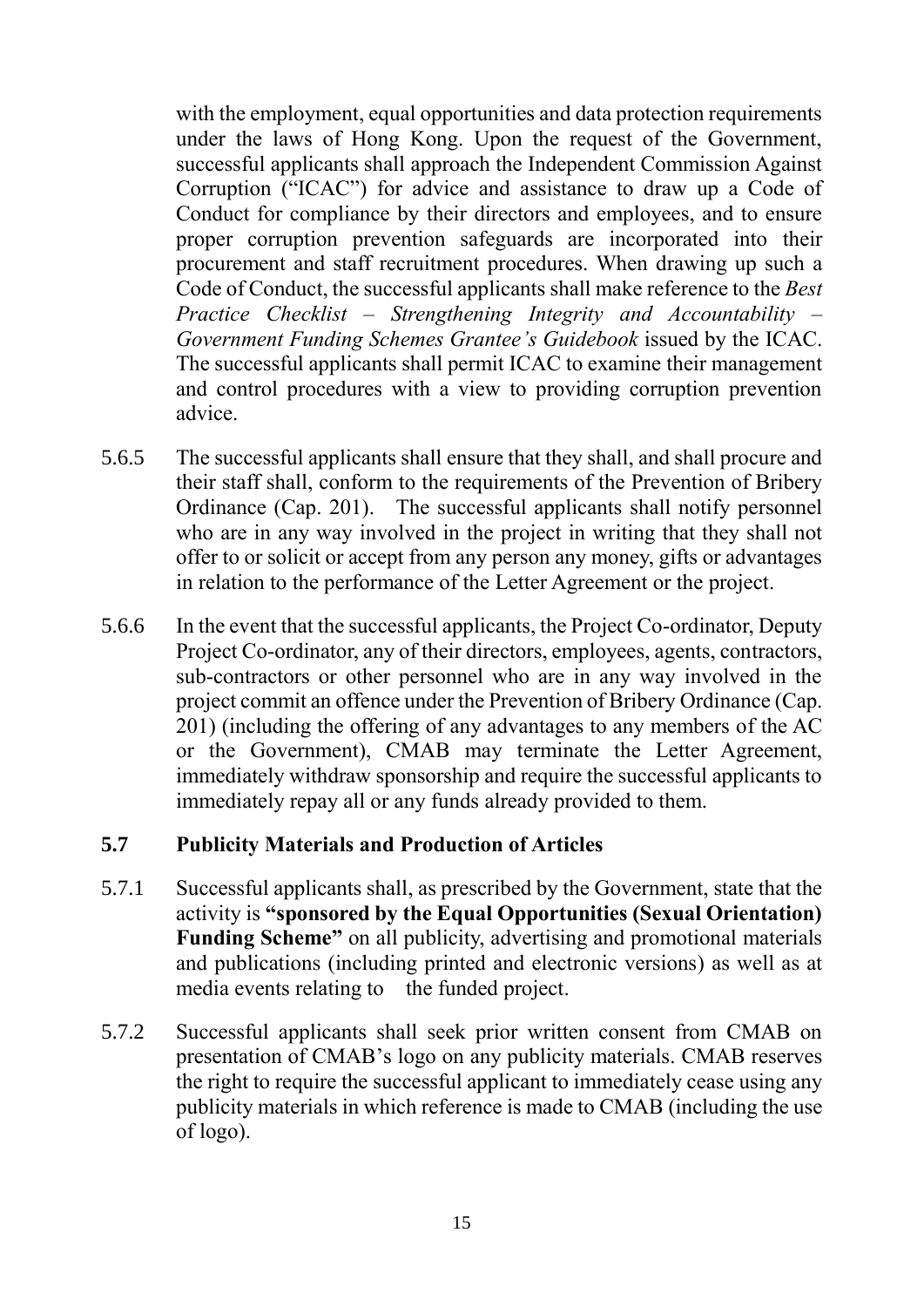with the employment, equal opportunities and data protection requirements under the laws of Hong Kong. Upon the request of the Government, successful applicants shall approach the Independent Commission Against Corruption ("ICAC") for advice and assistance to draw up a Code of Conduct for compliance by their directors and employees, and to ensure proper corruption prevention safeguards are incorporated into their procurement and staff recruitment procedures. When drawing up such a Code of Conduct, the successful applicants shall make reference to the *Best Practice Checklist – Strengthening Integrity and Accountability – Government Funding Schemes Grantee's Guidebook* issued by the ICAC. The successful applicants shall permit ICAC to examine their management and control procedures with a view to providing corruption prevention advice.

5.6.5 The successful applicants shall ensure that they shall, and shall procure and their staff shall, conform to the requirements of the Prevention of Bribery Ordinance (Cap. 201). The successful applicants shall notify personnel who are in any way involved in the project in writing that they shall not offer to or solicit or accept from any person any money, gifts or advantages in relation to the performance of the Letter Agreement or the project.

5.6.6 In the event that the successful applicants, the Project Co-ordinator, Deputy Project Co-ordinator, any of their directors, employees, agents, contractors, sub-contractors or other personnel who are in any way involved in the project commit an offence under the Prevention of Bribery Ordinance (Cap. 201) (including the offering of any advantages to any members of the AC or the Government), CMAB may terminate the Letter Agreement, immediately withdraw sponsorship and require the successful applicants to immediately repay all or any funds already provided to them.

### 5.7 Publicity Materials and Production of Articles

5.7.1 Successful applicants shall, as prescribed by the Government, state that the activity is **"sponsored by the Equal Opportunities (Sexual Orientation) Funding Scheme"** on all publicity, advertising and promotional materials and publications (including printed and electronic versions) as well as at media events relating to the funded project.

5.7.2 Successful applicants shall seek prior written consent from CMAB on presentation of CMAB's logo on any publicity materials. CMAB reserves the right to require the successful applicant to immediately cease using any publicity materials in which reference is made to CMAB (including the use of logo).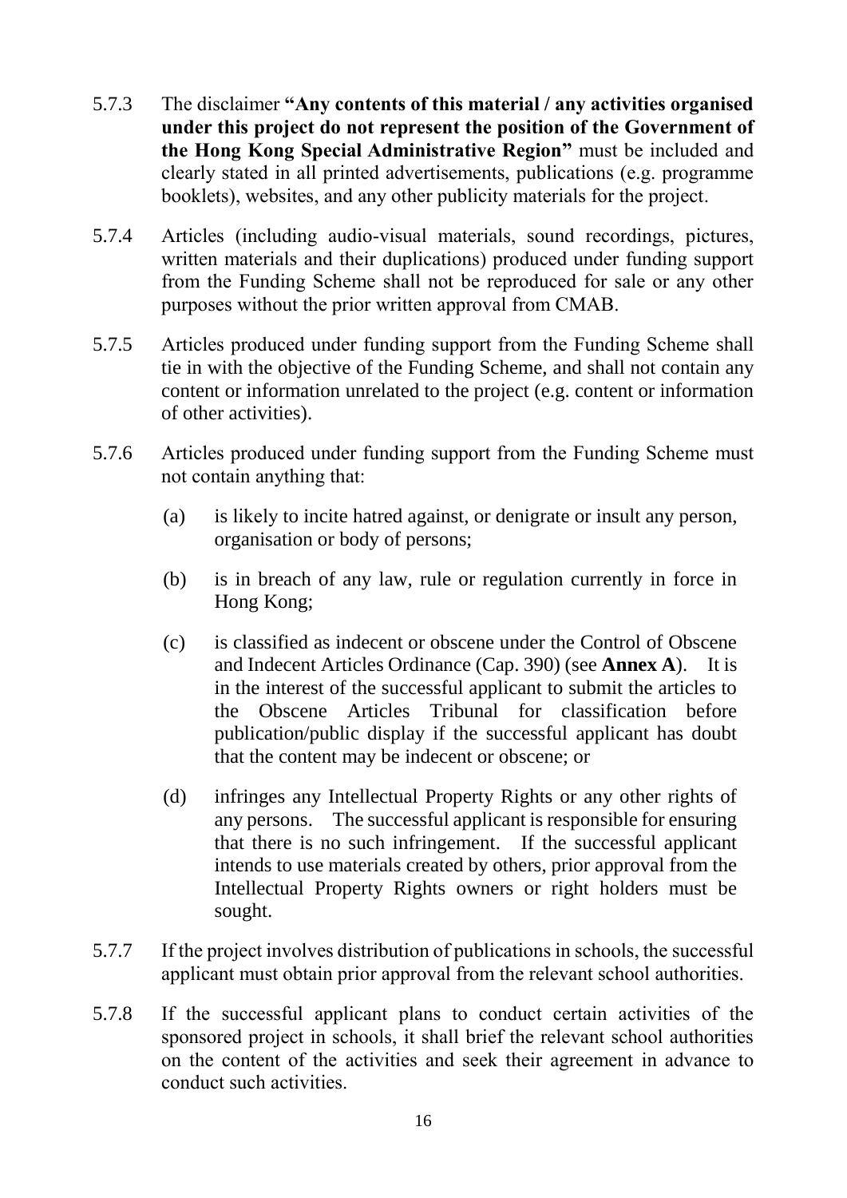5.7.3 The disclaimer **"Any contents of this material / any activities organised under this project do not represent the position of the Government of the Hong Kong Special Administrative Region"** must be included and clearly stated in all printed advertisements, publications (e.g. programme booklets), websites, and any other publicity materials for the project.

5.7.4 Articles (including audio-visual materials, sound recordings, pictures, written materials and their duplications) produced under funding support from the Funding Scheme shall not be reproduced for sale or any other purposes without the prior written approval from CMAB.

5.7.5 Articles produced under funding support from the Funding Scheme shall tie in with the objective of the Funding Scheme, and shall not contain any content or information unrelated to the project (e.g. content or information of other activities).

5.7.6 Articles produced under funding support from the Funding Scheme must not contain anything that:

(a) is likely to incite hatred against, or denigrate or insult any person, organisation or body of persons;

(b) is in breach of any law, rule or regulation currently in force in Hong Kong;

(c) is classified as indecent or obscene under the Control of Obscene and Indecent Articles Ordinance (Cap. 390) (see **Annex A**). It is in the interest of the successful applicant to submit the articles to the Obscene Articles Tribunal for classification before publication/public display if the successful applicant has doubt that the content may be indecent or obscene; or

(d) infringes any Intellectual Property Rights or any other rights of any persons. The successful applicant is responsible for ensuring that there is no such infringement. If the successful applicant intends to use materials created by others, prior approval from the Intellectual Property Rights owners or right holders must be sought.

5.7.7 If the project involves distribution of publications in schools, the successful applicant must obtain prior approval from the relevant school authorities.

5.7.8 If the successful applicant plans to conduct certain activities of the sponsored project in schools, it shall brief the relevant school authorities on the content of the activities and seek their agreement in advance to conduct such activities.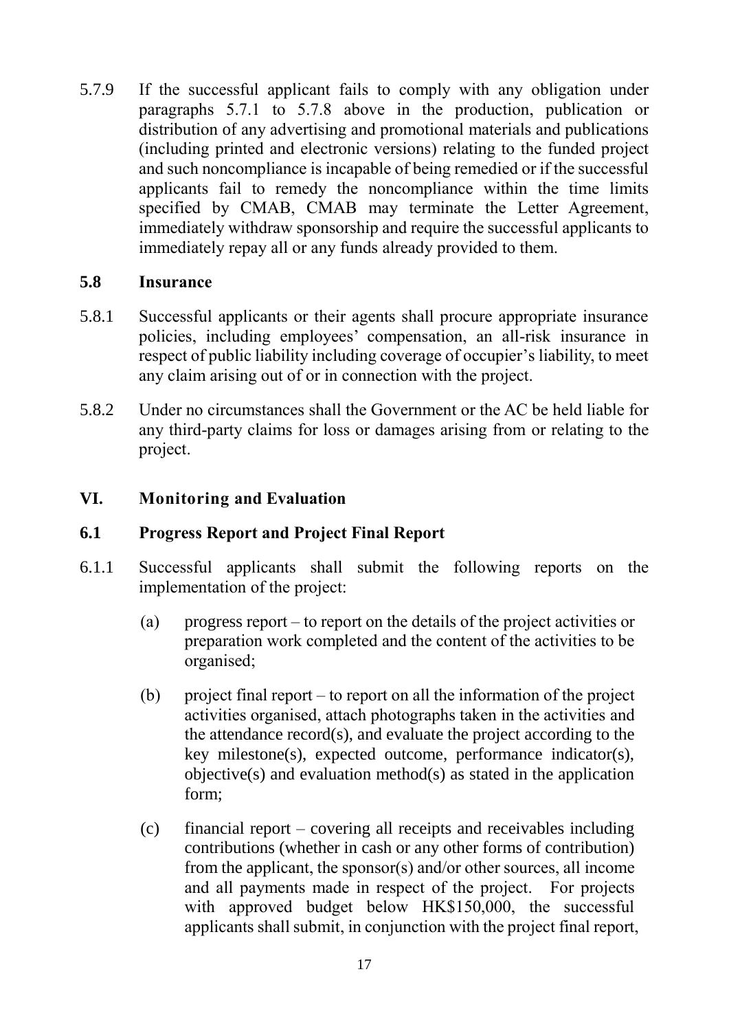5.7.9 If the successful applicant fails to comply with any obligation under paragraphs 5.7.1 to 5.7.8 above in the production, publication or distribution of any advertising and promotional materials and publications (including printed and electronic versions) relating to the funded project and such noncompliance is incapable of being remedied or if the successful applicants fail to remedy the noncompliance within the time limits specified by CMAB, CMAB may terminate the Letter Agreement, immediately withdraw sponsorship and require the successful applicants to immediately repay all or any funds already provided to them.

### 5.8 Insurance

5.8.1 Successful applicants or their agents shall procure appropriate insurance policies, including employees' compensation, an all-risk insurance in respect of public liability including coverage of occupier's liability, to meet any claim arising out of or in connection with the project.

5.8.2 Under no circumstances shall the Government or the AC be held liable for any third-party claims for loss or damages arising from or relating to the project.

## VI. Monitoring and Evaluation

### 6.1 Progress Report and Project Final Report

6.1.1 Successful applicants shall submit the following reports on the implementation of the project:

(a) progress report – to report on the details of the project activities or preparation work completed and the content of the activities to be organised;

(b) project final report – to report on all the information of the project activities organised, attach photographs taken in the activities and the attendance record(s), and evaluate the project according to the key milestone(s), expected outcome, performance indicator(s), objective(s) and evaluation method(s) as stated in the application form;

(c) financial report – covering all receipts and receivables including contributions (whether in cash or any other forms of contribution) from the applicant, the sponsor(s) and/or other sources, all income and all payments made in respect of the project. For projects with approved budget below HK$150,000, the successful applicants shall submit, in conjunction with the project final report,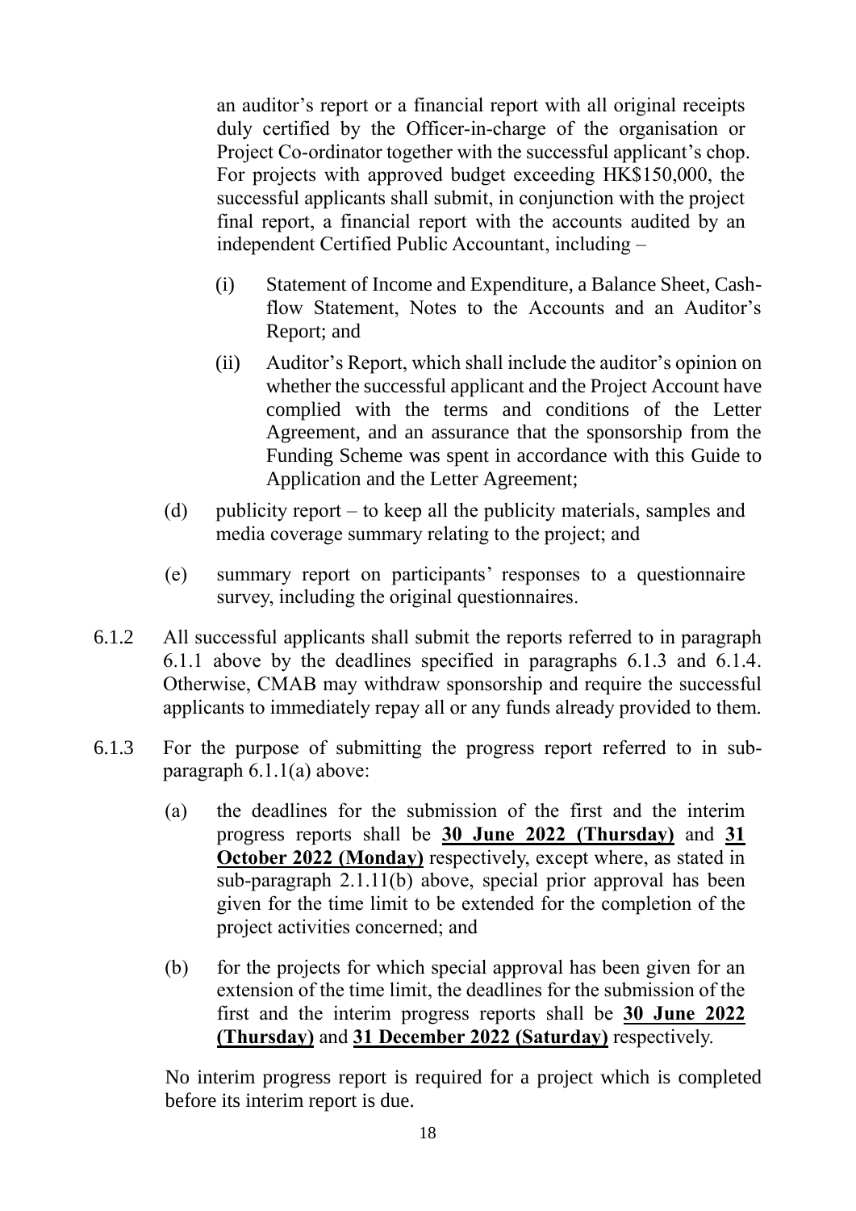an auditor's report or a financial report with all original receipts duly certified by the Officer-in-charge of the organisation or Project Co-ordinator together with the successful applicant's chop. For projects with approved budget exceeding HK$150,000, the successful applicants shall submit, in conjunction with the project final report, a financial report with the accounts audited by an independent Certified Public Accountant, including –

(i) Statement of Income and Expenditure, a Balance Sheet, Cash-flow Statement, Notes to the Accounts and an Auditor's Report; and

(ii) Auditor's Report, which shall include the auditor's opinion on whether the successful applicant and the Project Account have complied with the terms and conditions of the Letter Agreement, and an assurance that the sponsorship from the Funding Scheme was spent in accordance with this Guide to Application and the Letter Agreement;

(d) publicity report – to keep all the publicity materials, samples and media coverage summary relating to the project; and

(e) summary report on participants' responses to a questionnaire survey, including the original questionnaires.

6.1.2 All successful applicants shall submit the reports referred to in paragraph 6.1.1 above by the deadlines specified in paragraphs 6.1.3 and 6.1.4. Otherwise, CMAB may withdraw sponsorship and require the successful applicants to immediately repay all or any funds already provided to them.

6.1.3 For the purpose of submitting the progress report referred to in sub-paragraph 6.1.1(a) above:

(a) the deadlines for the submission of the first and the interim progress reports shall be **30 June 2022 (Thursday)** and **31 October 2022 (Monday)** respectively, except where, as stated in sub-paragraph 2.1.11(b) above, special prior approval has been given for the time limit to be extended for the completion of the project activities concerned; and

(b) for the projects for which special approval has been given for an extension of the time limit, the deadlines for the submission of the first and the interim progress reports shall be **30 June 2022 (Thursday)** and **31 December 2022 (Saturday)** respectively.

No interim progress report is required for a project which is completed before its interim report is due.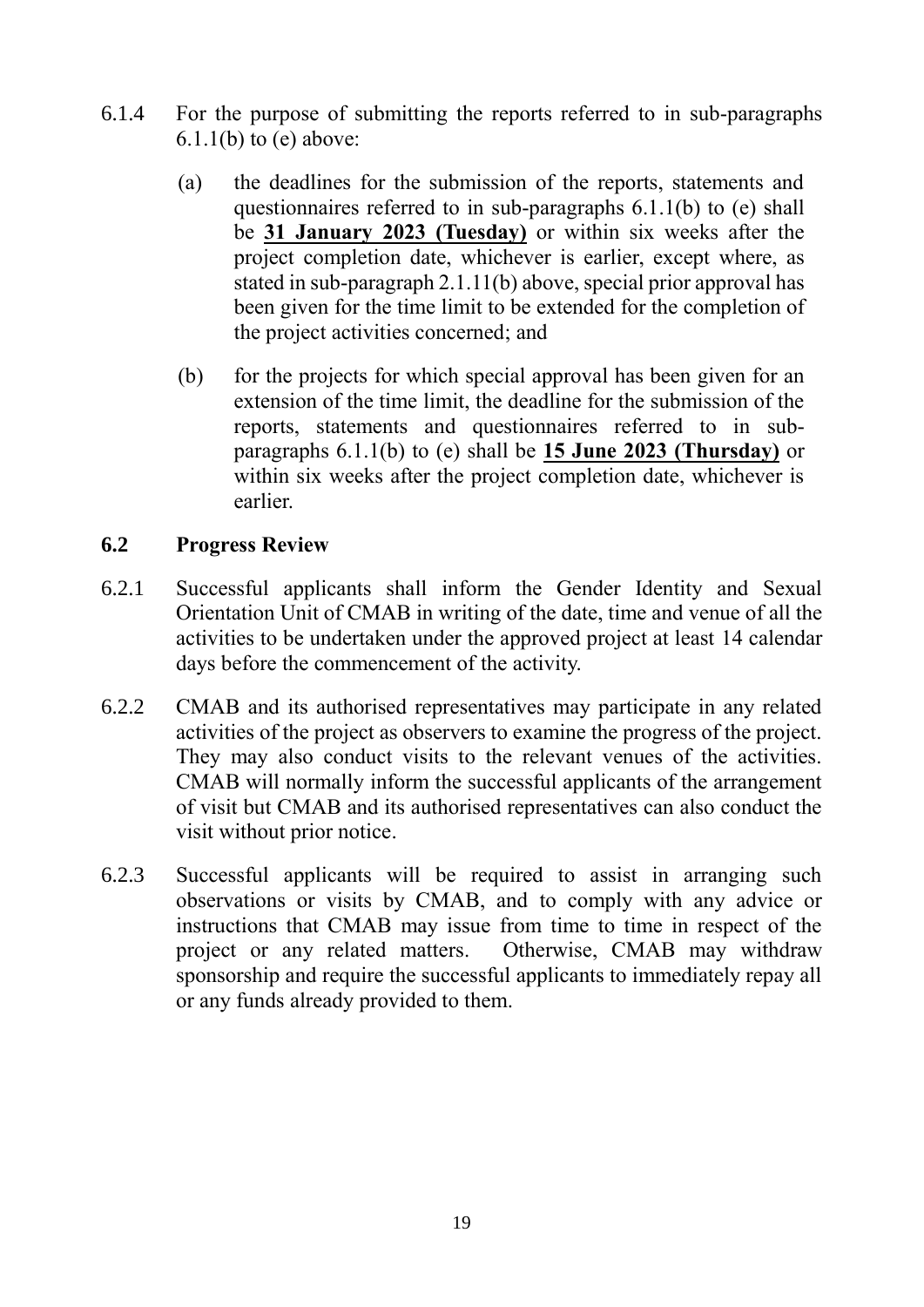6.1.4 For the purpose of submitting the reports referred to in sub-paragraphs 6.1.1(b) to (e) above:

(a) the deadlines for the submission of the reports, statements and questionnaires referred to in sub-paragraphs 6.1.1(b) to (e) shall be **31 January 2023 (Tuesday)** or within six weeks after the project completion date, whichever is earlier, except where, as stated in sub-paragraph 2.1.11(b) above, special prior approval has been given for the time limit to be extended for the completion of the project activities concerned; and

(b) for the projects for which special approval has been given for an extension of the time limit, the deadline for the submission of the reports, statements and questionnaires referred to in sub-paragraphs 6.1.1(b) to (e) shall be **15 June 2023 (Thursday)** or within six weeks after the project completion date, whichever is earlier.

### 6.2 Progress Review

6.2.1 Successful applicants shall inform the Gender Identity and Sexual Orientation Unit of CMAB in writing of the date, time and venue of all the activities to be undertaken under the approved project at least 14 calendar days before the commencement of the activity.

6.2.2 CMAB and its authorised representatives may participate in any related activities of the project as observers to examine the progress of the project. They may also conduct visits to the relevant venues of the activities. CMAB will normally inform the successful applicants of the arrangement of visit but CMAB and its authorised representatives can also conduct the visit without prior notice.

6.2.3 Successful applicants will be required to assist in arranging such observations or visits by CMAB, and to comply with any advice or instructions that CMAB may issue from time to time in respect of the project or any related matters. Otherwise, CMAB may withdraw sponsorship and require the successful applicants to immediately repay all or any funds already provided to them.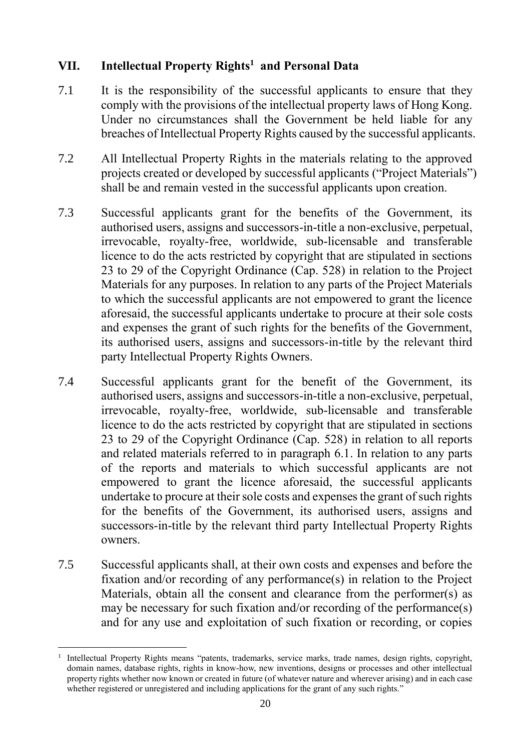## VII. Intellectual Property Rights[1] and Personal Data

7.1 It is the responsibility of the successful applicants to ensure that they comply with the provisions of the intellectual property laws of Hong Kong. Under no circumstances shall the Government be held liable for any breaches of Intellectual Property Rights caused by the successful applicants.

7.2 All Intellectual Property Rights in the materials relating to the approved projects created or developed by successful applicants ("Project Materials") shall be and remain vested in the successful applicants upon creation.

7.3 Successful applicants grant for the benefits of the Government, its authorised users, assigns and successors-in-title a non-exclusive, perpetual, irrevocable, royalty-free, worldwide, sub-licensable and transferable licence to do the acts restricted by copyright that are stipulated in sections 23 to 29 of the Copyright Ordinance (Cap. 528) in relation to the Project Materials for any purposes. In relation to any parts of the Project Materials to which the successful applicants are not empowered to grant the licence aforesaid, the successful applicants undertake to procure at their sole costs and expenses the grant of such rights for the benefits of the Government, its authorised users, assigns and successors-in-title by the relevant third party Intellectual Property Rights Owners.

7.4 Successful applicants grant for the benefit of the Government, its authorised users, assigns and successors-in-title a non-exclusive, perpetual, irrevocable, royalty-free, worldwide, sub-licensable and transferable licence to do the acts restricted by copyright that are stipulated in sections 23 to 29 of the Copyright Ordinance (Cap. 528) in relation to all reports and related materials referred to in paragraph 6.1. In relation to any parts of the reports and materials to which successful applicants are not empowered to grant the licence aforesaid, the successful applicants undertake to procure at their sole costs and expenses the grant of such rights for the benefits of the Government, its authorised users, assigns and successors-in-title by the relevant third party Intellectual Property Rights owners.

7.5 Successful applicants shall, at their own costs and expenses and before the fixation and/or recording of any performance(s) in relation to the Project Materials, obtain all the consent and clearance from the performer(s) as may be necessary for such fixation and/or recording of the performance(s) and for any use and exploitation of such fixation or recording, or copies

---

[1] Intellectual Property Rights means "patents, trademarks, service marks, trade names, design rights, copyright, domain names, database rights, rights in know-how, new inventions, designs or processes and other intellectual property rights whether now known or created in future (of whatever nature and wherever arising) and in each case whether registered or unregistered and including applications for the grant of any such rights."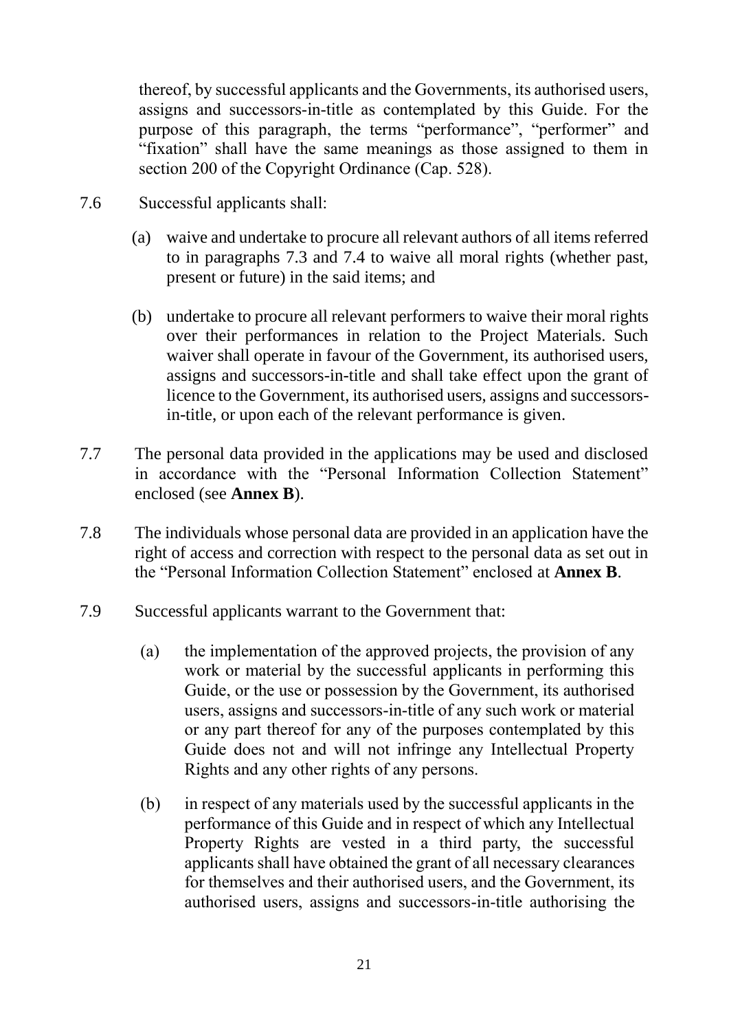thereof, by successful applicants and the Governments, its authorised users, assigns and successors-in-title as contemplated by this Guide. For the purpose of this paragraph, the terms "performance", "performer" and "fixation" shall have the same meanings as those assigned to them in section 200 of the Copyright Ordinance (Cap. 528).

7.6 Successful applicants shall:

(a) waive and undertake to procure all relevant authors of all items referred to in paragraphs 7.3 and 7.4 to waive all moral rights (whether past, present or future) in the said items; and

(b) undertake to procure all relevant performers to waive their moral rights over their performances in relation to the Project Materials. Such waiver shall operate in favour of the Government, its authorised users, assigns and successors-in-title and shall take effect upon the grant of licence to the Government, its authorised users, assigns and successors-in-title, or upon each of the relevant performance is given.

7.7 The personal data provided in the applications may be used and disclosed in accordance with the "Personal Information Collection Statement" enclosed (see **Annex B**).

7.8 The individuals whose personal data are provided in an application have the right of access and correction with respect to the personal data as set out in the "Personal Information Collection Statement" enclosed at **Annex B**.

7.9 Successful applicants warrant to the Government that:

(a) the implementation of the approved projects, the provision of any work or material by the successful applicants in performing this Guide, or the use or possession by the Government, its authorised users, assigns and successors-in-title of any such work or material or any part thereof for any of the purposes contemplated by this Guide does not and will not infringe any Intellectual Property Rights and any other rights of any persons.

(b) in respect of any materials used by the successful applicants in the performance of this Guide and in respect of which any Intellectual Property Rights are vested in a third party, the successful applicants shall have obtained the grant of all necessary clearances for themselves and their authorised users, and the Government, its authorised users, assigns and successors-in-title authorising the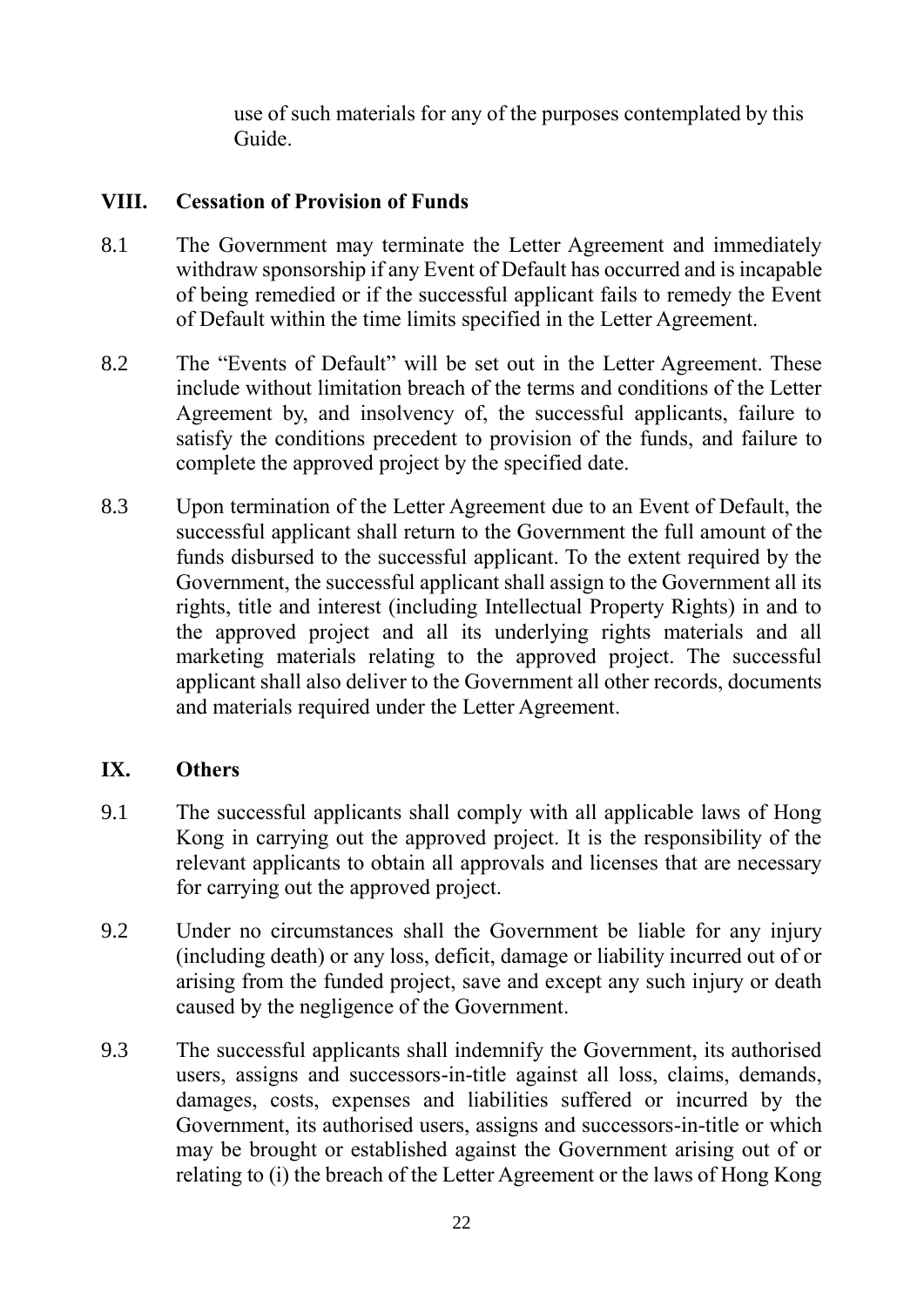use of such materials for any of the purposes contemplated by this Guide.

## VIII. Cessation of Provision of Funds

8.1 The Government may terminate the Letter Agreement and immediately withdraw sponsorship if any Event of Default has occurred and is incapable of being remedied or if the successful applicant fails to remedy the Event of Default within the time limits specified in the Letter Agreement.

8.2 The "Events of Default" will be set out in the Letter Agreement. These include without limitation breach of the terms and conditions of the Letter Agreement by, and insolvency of, the successful applicants, failure to satisfy the conditions precedent to provision of the funds, and failure to complete the approved project by the specified date.

8.3 Upon termination of the Letter Agreement due to an Event of Default, the successful applicant shall return to the Government the full amount of the funds disbursed to the successful applicant. To the extent required by the Government, the successful applicant shall assign to the Government all its rights, title and interest (including Intellectual Property Rights) in and to the approved project and all its underlying rights materials and all marketing materials relating to the approved project. The successful applicant shall also deliver to the Government all other records, documents and materials required under the Letter Agreement.

## IX. Others

9.1 The successful applicants shall comply with all applicable laws of Hong Kong in carrying out the approved project. It is the responsibility of the relevant applicants to obtain all approvals and licenses that are necessary for carrying out the approved project.

9.2 Under no circumstances shall the Government be liable for any injury (including death) or any loss, deficit, damage or liability incurred out of or arising from the funded project, save and except any such injury or death caused by the negligence of the Government.

9.3 The successful applicants shall indemnify the Government, its authorised users, assigns and successors-in-title against all loss, claims, demands, damages, costs, expenses and liabilities suffered or incurred by the Government, its authorised users, assigns and successors-in-title or which may be brought or established against the Government arising out of or relating to (i) the breach of the Letter Agreement or the laws of Hong Kong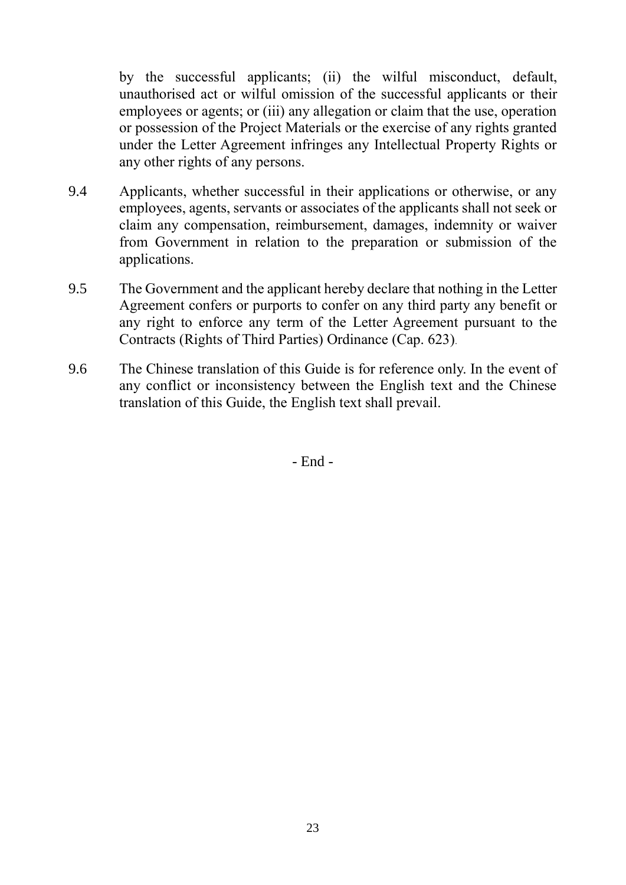by the successful applicants; (ii) the wilful misconduct, default, unauthorised act or wilful omission of the successful applicants or their employees or agents; or (iii) any allegation or claim that the use, operation or possession of the Project Materials or the exercise of any rights granted under the Letter Agreement infringes any Intellectual Property Rights or any other rights of any persons.

9.4 Applicants, whether successful in their applications or otherwise, or any employees, agents, servants or associates of the applicants shall not seek or claim any compensation, reimbursement, damages, indemnity or waiver from Government in relation to the preparation or submission of the applications.

9.5 The Government and the applicant hereby declare that nothing in the Letter Agreement confers or purports to confer on any third party any benefit or any right to enforce any term of the Letter Agreement pursuant to the Contracts (Rights of Third Parties) Ordinance (Cap. 623).

9.6 The Chinese translation of this Guide is for reference only. In the event of any conflict or inconsistency between the English text and the Chinese translation of this Guide, the English text shall prevail.

- End -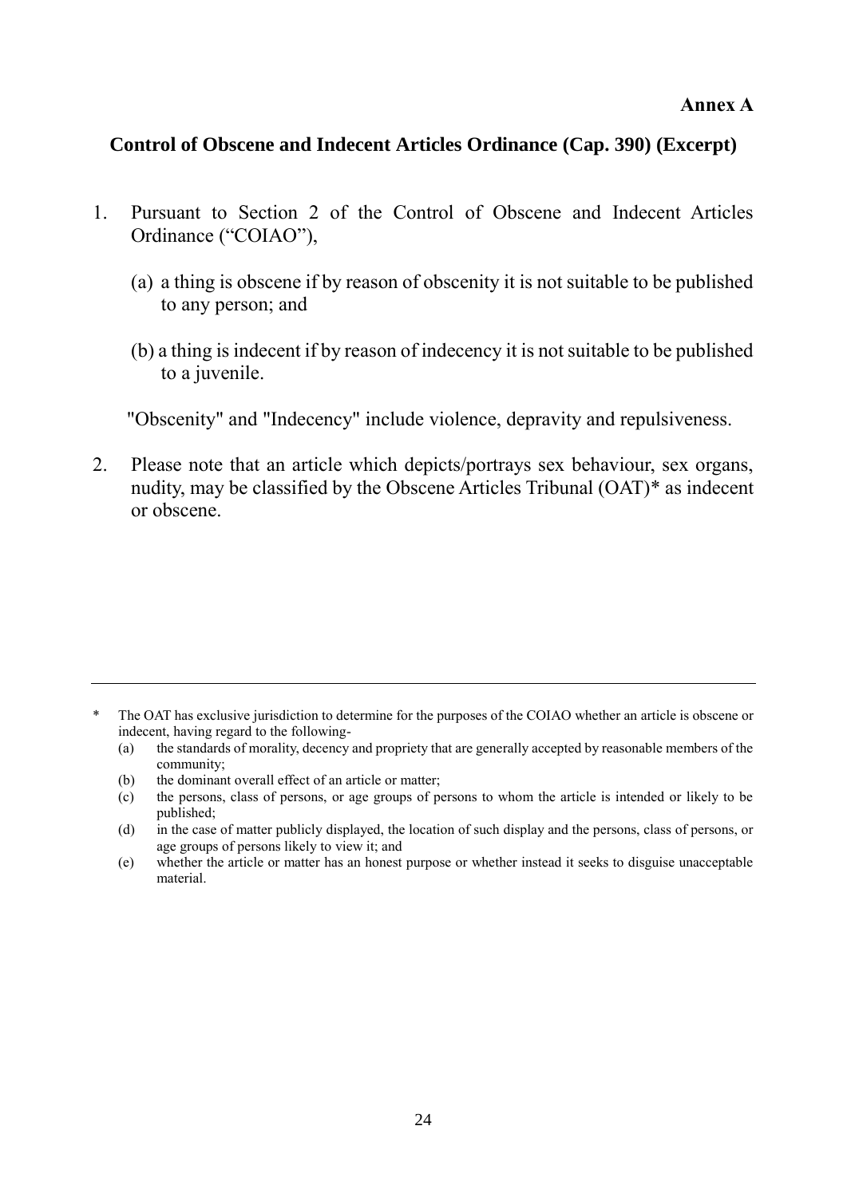**Annex A**

## Control of Obscene and Indecent Articles Ordinance (Cap. 390) (Excerpt)

1. Pursuant to Section 2 of the Control of Obscene and Indecent Articles Ordinance ("COIAO"),

   (a) a thing is obscene if by reason of obscenity it is not suitable to be published to any person; and

   (b) a thing is indecent if by reason of indecency it is not suitable to be published to a juvenile.

   "Obscenity" and "Indecency" include violence, depravity and repulsiveness.

2. Please note that an article which depicts/portrays sex behaviour, sex organs, nudity, may be classified by the Obscene Articles Tribunal (OAT)* as indecent or obscene.

---

\* The OAT has exclusive jurisdiction to determine for the purposes of the COIAO whether an article is obscene or indecent, having regard to the following-

(a) the standards of morality, decency and propriety that are generally accepted by reasonable members of the community;

(b) the dominant overall effect of an article or matter;

(c) the persons, class of persons, or age groups of persons to whom the article is intended or likely to be published;

(d) in the case of matter publicly displayed, the location of such display and the persons, class of persons, or age groups of persons likely to view it; and

(e) whether the article or matter has an honest purpose or whether instead it seeks to disguise unacceptable material.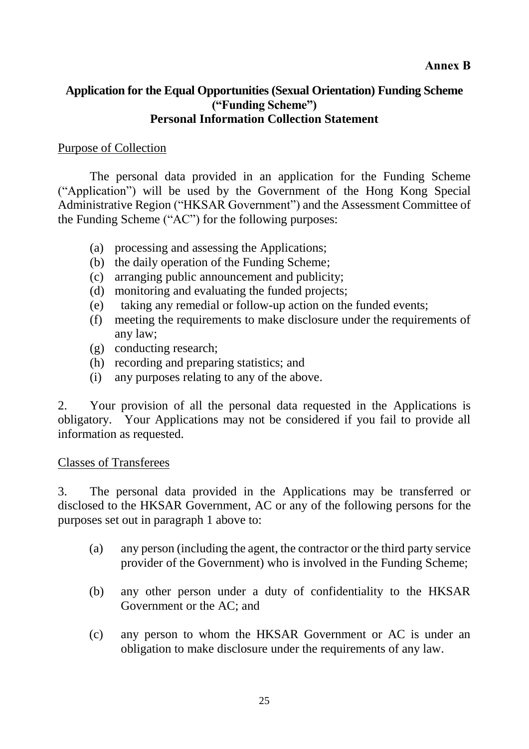**Annex B**

# Application for the Equal Opportunities (Sexual Orientation) Funding Scheme ("Funding Scheme") Personal Information Collection Statement

<u>Purpose of Collection</u>

The personal data provided in an application for the Funding Scheme ("Application") will be used by the Government of the Hong Kong Special Administrative Region ("HKSAR Government") and the Assessment Committee of the Funding Scheme ("AC") for the following purposes:

(a) processing and assessing the Applications;
(b) the daily operation of the Funding Scheme;
(c) arranging public announcement and publicity;
(d) monitoring and evaluating the funded projects;
(e) taking any remedial or follow-up action on the funded events;
(f) meeting the requirements to make disclosure under the requirements of any law;
(g) conducting research;
(h) recording and preparing statistics; and
(i) any purposes relating to any of the above.

2. Your provision of all the personal data requested in the Applications is obligatory. Your Applications may not be considered if you fail to provide all information as requested.

<u>Classes of Transferees</u>

3. The personal data provided in the Applications may be transferred or disclosed to the HKSAR Government, AC or any of the following persons for the purposes set out in paragraph 1 above to:

(a) any person (including the agent, the contractor or the third party service provider of the Government) who is involved in the Funding Scheme;

(b) any other person under a duty of confidentiality to the HKSAR Government or the AC; and

(c) any person to whom the HKSAR Government or AC is under an obligation to make disclosure under the requirements of any law.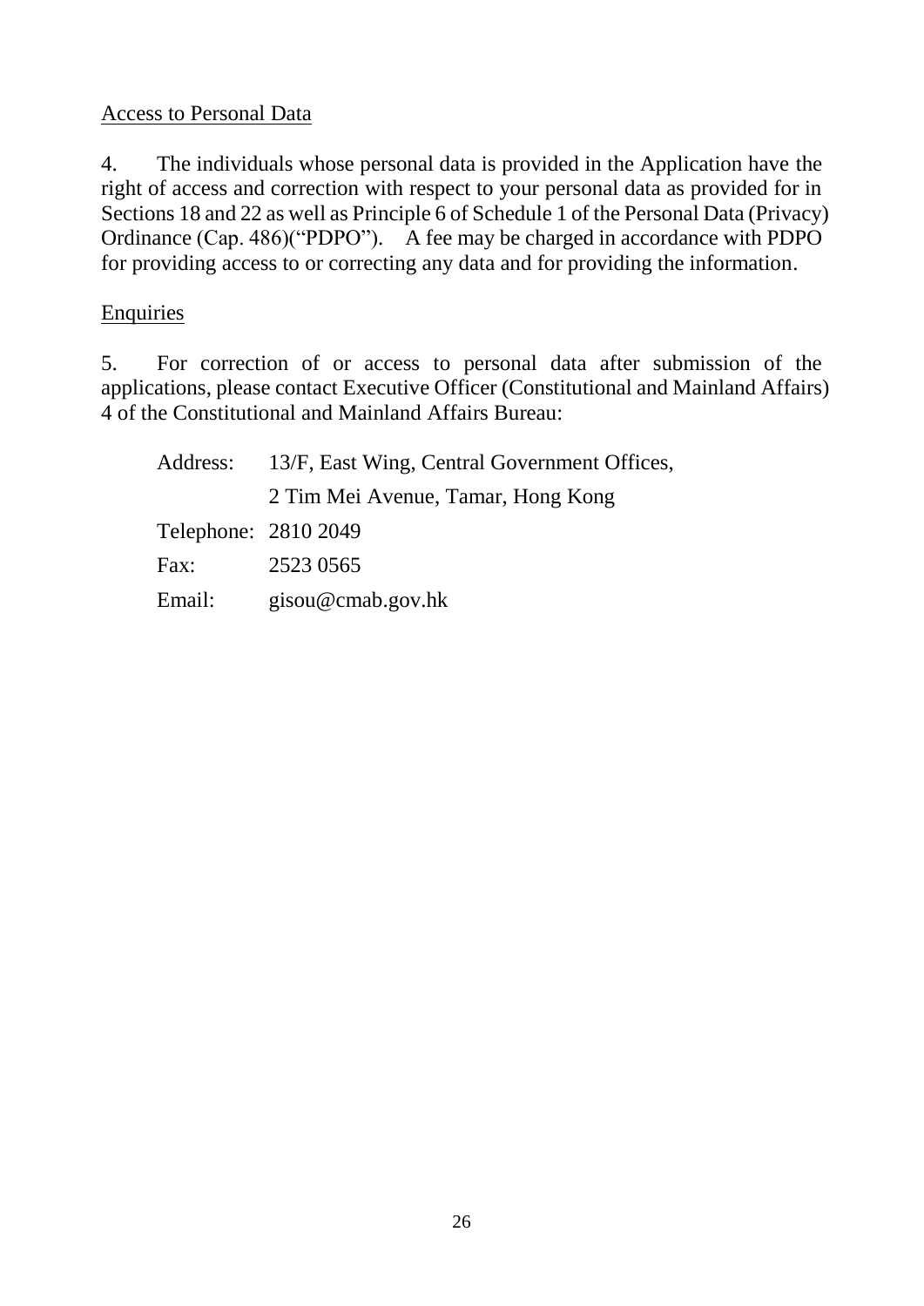<u>Access to Personal Data</u>

4. The individuals whose personal data is provided in the Application have the right of access and correction with respect to your personal data as provided for in Sections 18 and 22 as well as Principle 6 of Schedule 1 of the Personal Data (Privacy) Ordinance (Cap. 486)("PDPO"). A fee may be charged in accordance with PDPO for providing access to or correcting any data and for providing the information.

<u>Enquiries</u>

5. For correction of or access to personal data after submission of the applications, please contact Executive Officer (Constitutional and Mainland Affairs) 4 of the Constitutional and Mainland Affairs Bureau:

| | |
|---|---|
| Address: | 13/F, East Wing, Central Government Offices, 2 Tim Mei Avenue, Tamar, Hong Kong |
| Telephone: | 2810 2049 |
| Fax: | 2523 0565 |
| Email: | gisou@cmab.gov.hk |